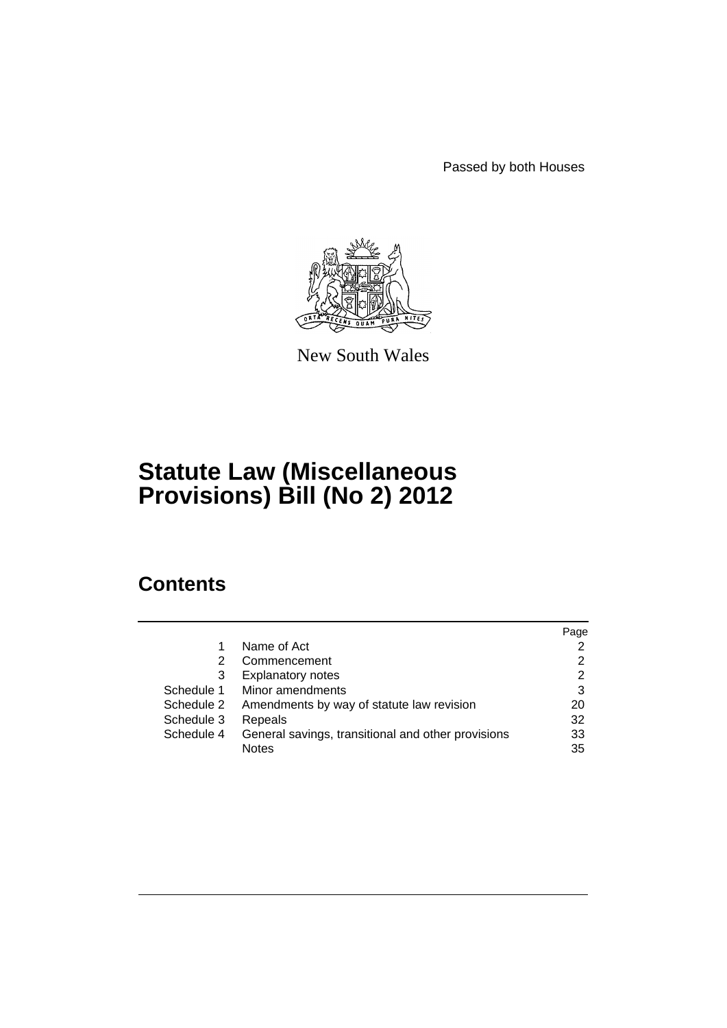Passed by both Houses

New South Wales

# Statute Law (Miscellaneous Provisions) Bill (No 2) 2012

## Contents

| | | Page |
|---|---|---|
| 1 | Name of Act | 2 |
| 2 | Commencement | 2 |
| 3 | Explanatory notes | 2 |
| Schedule 1 | Minor amendments | 3 |
| Schedule 2 | Amendments by way of statute law revision | 20 |
| Schedule 3 | Repeals | 32 |
| Schedule 4 | General savings, transitional and other provisions | 33 |
| | Notes | 35 |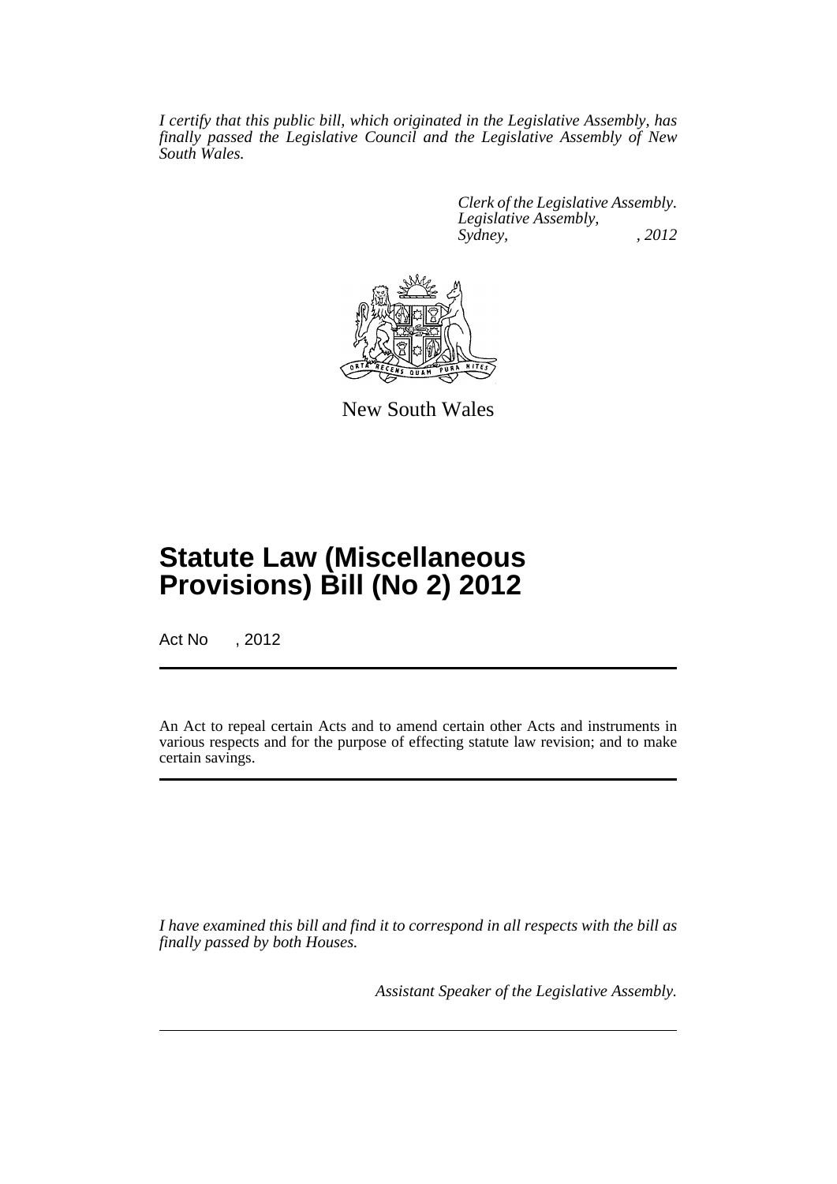*I certify that this public bill, which originated in the Legislative Assembly, has finally passed the Legislative Council and the Legislative Assembly of New South Wales.*

*Clerk of the Legislative Assembly.*
*Legislative Assembly,*
*Sydney, , 2012*

New South Wales

# Statute Law (Miscellaneous Provisions) Bill (No 2) 2012

Act No , 2012

An Act to repeal certain Acts and to amend certain other Acts and instruments in various respects and for the purpose of effecting statute law revision; and to make certain savings.

*I have examined this bill and find it to correspond in all respects with the bill as finally passed by both Houses.*

*Assistant Speaker of the Legislative Assembly.*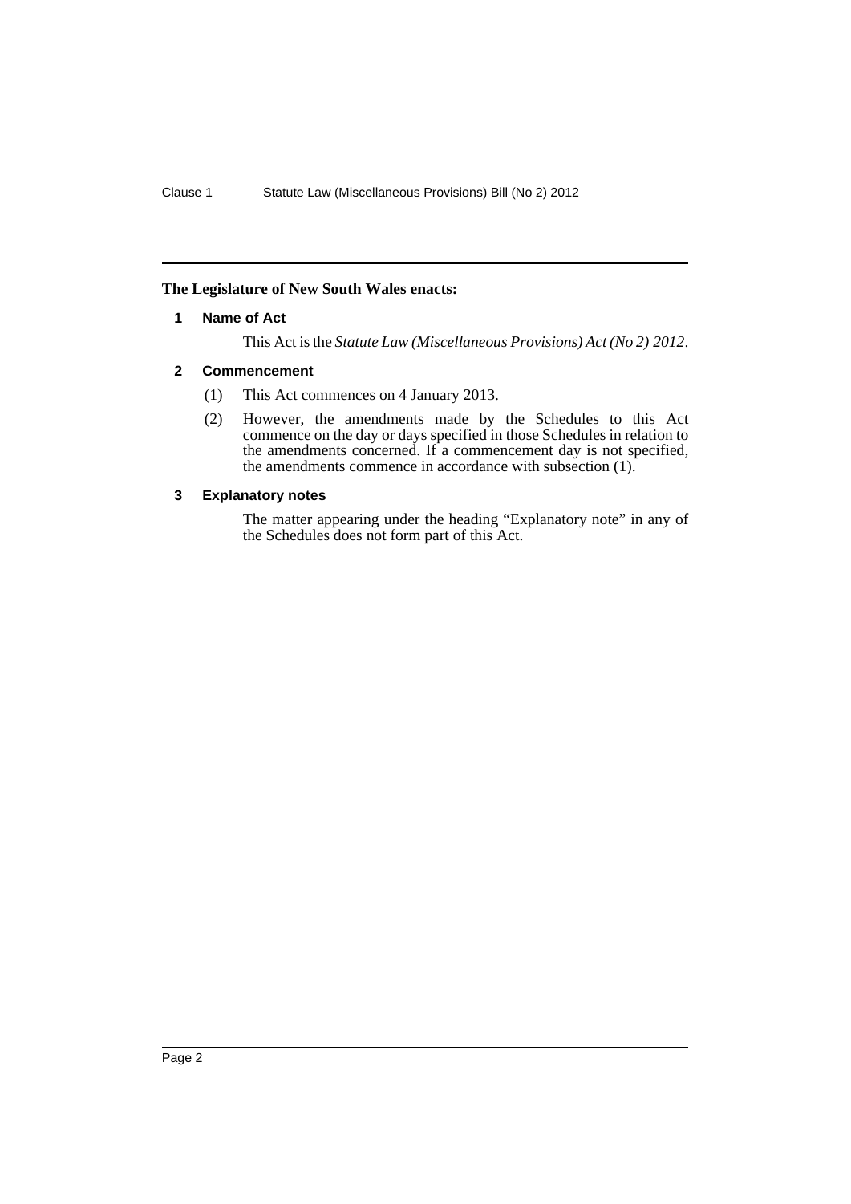**The Legislature of New South Wales enacts:**

## 1 Name of Act

This Act is the *Statute Law (Miscellaneous Provisions) Act (No 2) 2012*.

## 2 Commencement

(1) This Act commences on 4 January 2013.

(2) However, the amendments made by the Schedules to this Act commence on the day or days specified in those Schedules in relation to the amendments concerned. If a commencement day is not specified, the amendments commence in accordance with subsection (1).

## 3 Explanatory notes

The matter appearing under the heading "Explanatory note" in any of the Schedules does not form part of this Act.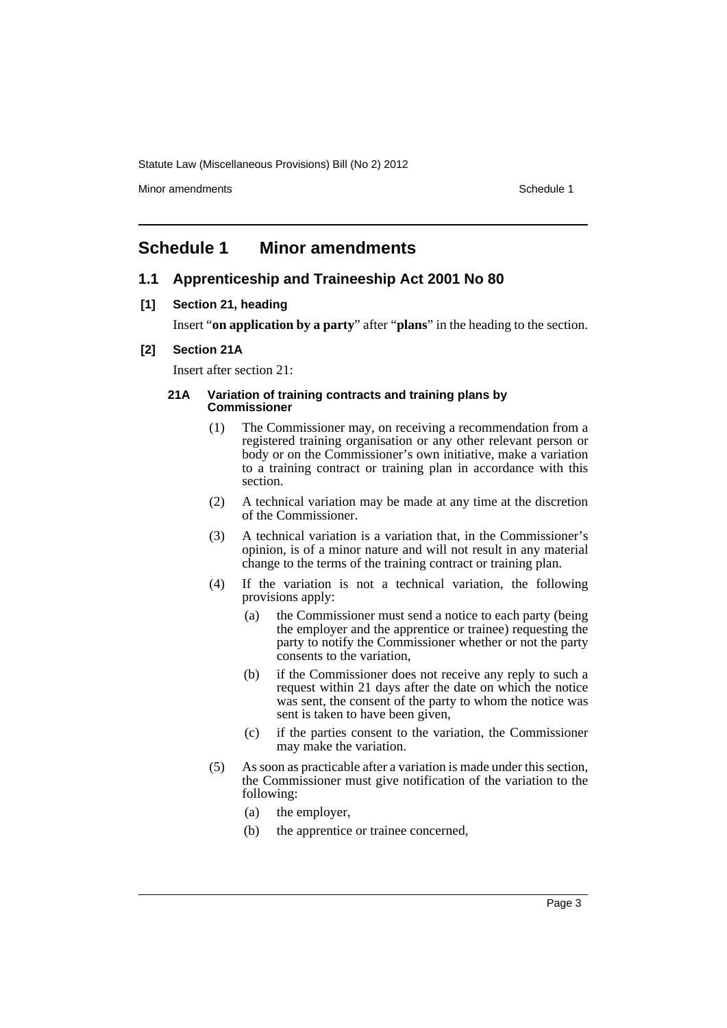# Schedule 1 Minor amendments

## 1.1 Apprenticeship and Traineeship Act 2001 No 80

**[1] Section 21, heading**

Insert "**on application by a party**" after "**plans**" in the heading to the section.

**[2] Section 21A**

Insert after section 21:

**21A Variation of training contracts and training plans by Commissioner**

(1) The Commissioner may, on receiving a recommendation from a registered training organisation or any other relevant person or body or on the Commissioner's own initiative, make a variation to a training contract or training plan in accordance with this section.

(2) A technical variation may be made at any time at the discretion of the Commissioner.

(3) A technical variation is a variation that, in the Commissioner's opinion, is of a minor nature and will not result in any material change to the terms of the training contract or training plan.

(4) If the variation is not a technical variation, the following provisions apply:

(a) the Commissioner must send a notice to each party (being the employer and the apprentice or trainee) requesting the party to notify the Commissioner whether or not the party consents to the variation,

(b) if the Commissioner does not receive any reply to such a request within 21 days after the date on which the notice was sent, the consent of the party to whom the notice was sent is taken to have been given,

(c) if the parties consent to the variation, the Commissioner may make the variation.

(5) As soon as practicable after a variation is made under this section, the Commissioner must give notification of the variation to the following:

(a) the employer,

(b) the apprentice or trainee concerned,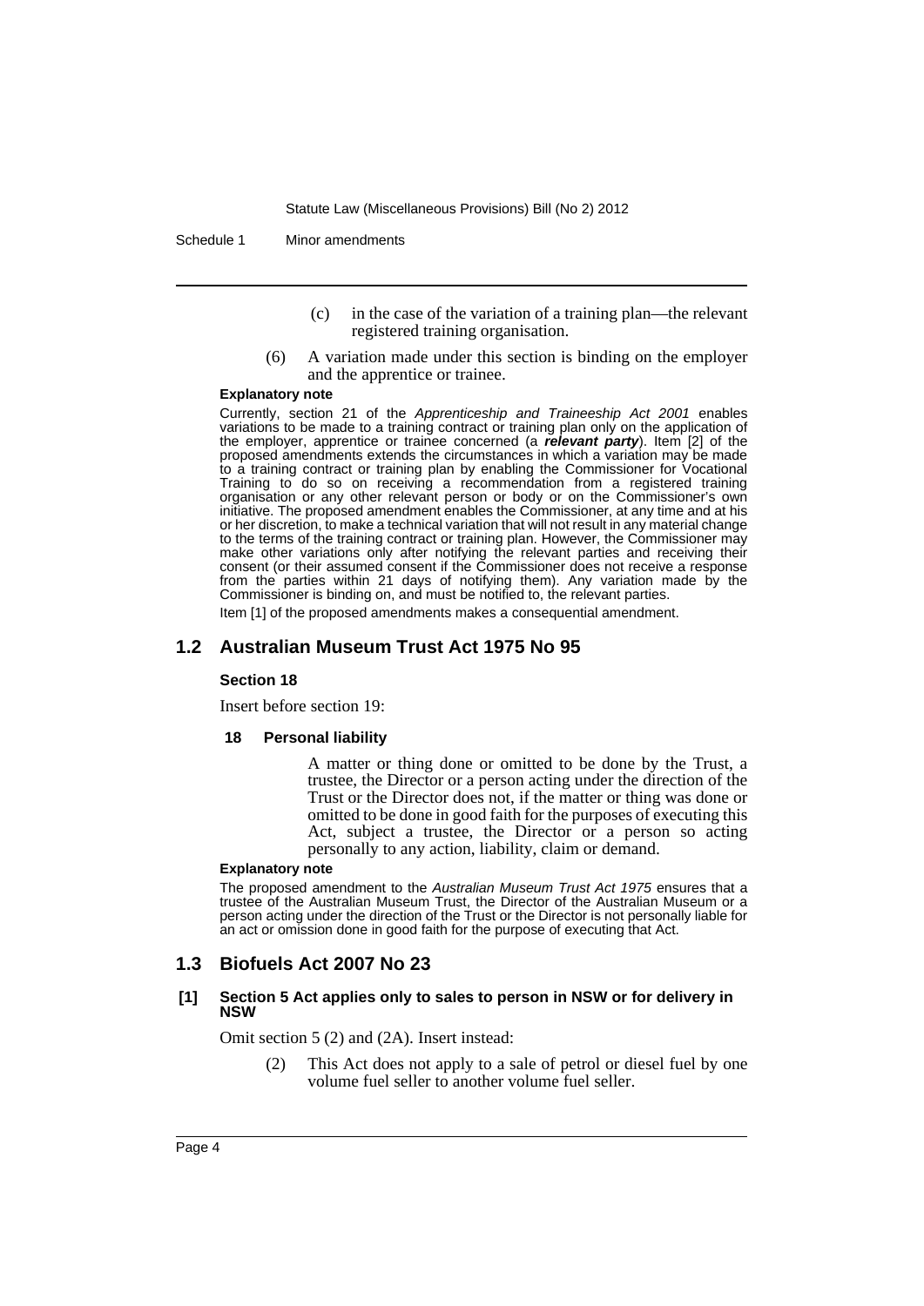(c) in the case of the variation of a training plan—the relevant registered training organisation.

(6) A variation made under this section is binding on the employer and the apprentice or trainee.

**Explanatory note**

Currently, section 21 of the *Apprenticeship and Traineeship Act 2001* enables variations to be made to a training contract or training plan only on the application of the employer, apprentice or trainee concerned (a ***relevant party***). Item [2] of the proposed amendments extends the circumstances in which a variation may be made to a training contract or training plan by enabling the Commissioner for Vocational Training to do so on receiving a recommendation from a registered training organisation or any other relevant person or body or on the Commissioner's own initiative. The proposed amendment enables the Commissioner, at any time and at his or her discretion, to make a technical variation that will not result in any material change to the terms of the training contract or training plan. However, the Commissioner may make other variations only after notifying the relevant parties and receiving their consent (or their assumed consent if the Commissioner does not receive a response from the parties within 21 days of notifying them). Any variation made by the Commissioner is binding on, and must be notified to, the relevant parties.

Item [1] of the proposed amendments makes a consequential amendment.

## 1.2 Australian Museum Trust Act 1975 No 95

**Section 18**

Insert before section 19:

**18 Personal liability**

A matter or thing done or omitted to be done by the Trust, a trustee, the Director or a person acting under the direction of the Trust or the Director does not, if the matter or thing was done or omitted to be done in good faith for the purposes of executing this Act, subject a trustee, the Director or a person so acting personally to any action, liability, claim or demand.

**Explanatory note**

The proposed amendment to the *Australian Museum Trust Act 1975* ensures that a trustee of the Australian Museum Trust, the Director of the Australian Museum or a person acting under the direction of the Trust or the Director is not personally liable for an act or omission done in good faith for the purpose of executing that Act.

## 1.3 Biofuels Act 2007 No 23

**[1] Section 5 Act applies only to sales to person in NSW or for delivery in NSW**

Omit section 5 (2) and (2A). Insert instead:

(2) This Act does not apply to a sale of petrol or diesel fuel by one volume fuel seller to another volume fuel seller.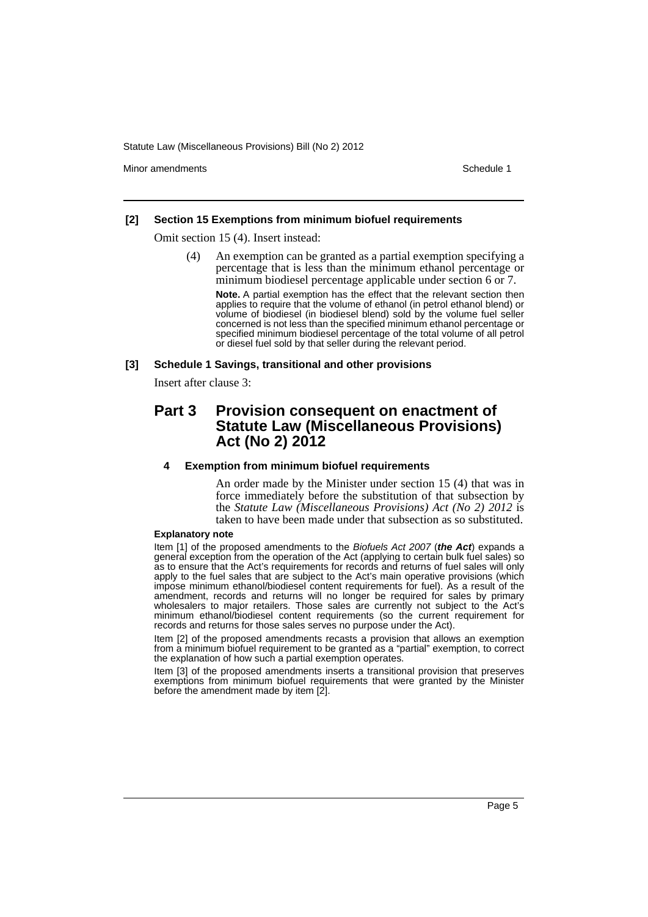**[2] Section 15 Exemptions from minimum biofuel requirements**

Omit section 15 (4). Insert instead:

> (4) An exemption can be granted as a partial exemption specifying a percentage that is less than the minimum ethanol percentage or minimum biodiesel percentage applicable under section 6 or 7.
>
> **Note.** A partial exemption has the effect that the relevant section then applies to require that the volume of ethanol (in petrol ethanol blend) or volume of biodiesel (in biodiesel blend) sold by the volume fuel seller concerned is not less than the specified minimum ethanol percentage or specified minimum biodiesel percentage of the total volume of all petrol or diesel fuel sold by that seller during the relevant period.

**[3] Schedule 1 Savings, transitional and other provisions**

Insert after clause 3:

## Part 3 Provision consequent on enactment of Statute Law (Miscellaneous Provisions) Act (No 2) 2012

**4 Exemption from minimum biofuel requirements**

An order made by the Minister under section 15 (4) that was in force immediately before the substitution of that subsection by the *Statute Law (Miscellaneous Provisions) Act (No 2) 2012* is taken to have been made under that subsection as so substituted.

**Explanatory note**

Item [1] of the proposed amendments to the *Biofuels Act 2007* (***the Act***) expands a general exception from the operation of the Act (applying to certain bulk fuel sales) so as to ensure that the Act's requirements for records and returns of fuel sales will only apply to the fuel sales that are subject to the Act's main operative provisions (which impose minimum ethanol/biodiesel content requirements for fuel). As a result of the amendment, records and returns will no longer be required for sales by primary wholesalers to major retailers. Those sales are currently not subject to the Act's minimum ethanol/biodiesel content requirements (so the current requirement for records and returns for those sales serves no purpose under the Act).

Item [2] of the proposed amendments recasts a provision that allows an exemption from a minimum biofuel requirement to be granted as a "partial" exemption, to correct the explanation of how such a partial exemption operates.

Item [3] of the proposed amendments inserts a transitional provision that preserves exemptions from minimum biofuel requirements that were granted by the Minister before the amendment made by item [2].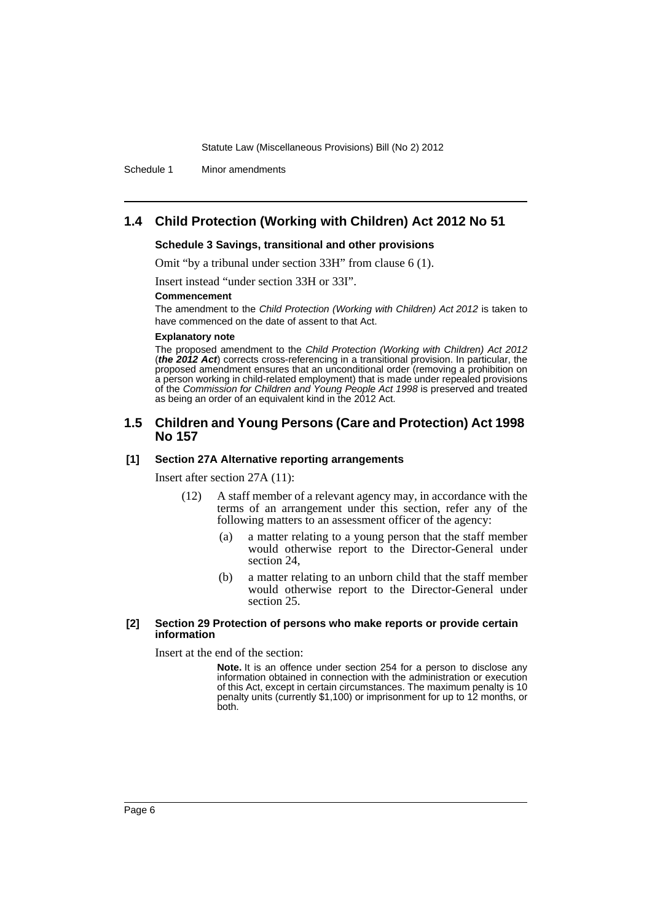## 1.4 Child Protection (Working with Children) Act 2012 No 51

**Schedule 3 Savings, transitional and other provisions**

Omit "by a tribunal under section 33H" from clause 6 (1).

Insert instead "under section 33H or 33I".

**Commencement**

The amendment to the *Child Protection (Working with Children) Act 2012* is taken to have commenced on the date of assent to that Act.

**Explanatory note**

The proposed amendment to the *Child Protection (Working with Children) Act 2012* (***the 2012 Act***) corrects cross-referencing in a transitional provision. In particular, the proposed amendment ensures that an unconditional order (removing a prohibition on a person working in child-related employment) that is made under repealed provisions of the *Commission for Children and Young People Act 1998* is preserved and treated as being an order of an equivalent kind in the 2012 Act.

## 1.5 Children and Young Persons (Care and Protection) Act 1998 No 157

**[1] Section 27A Alternative reporting arrangements**

Insert after section 27A (11):

(12) A staff member of a relevant agency may, in accordance with the terms of an arrangement under this section, refer any of the following matters to an assessment officer of the agency:

(a) a matter relating to a young person that the staff member would otherwise report to the Director-General under section 24,

(b) a matter relating to an unborn child that the staff member would otherwise report to the Director-General under section 25.

**[2] Section 29 Protection of persons who make reports or provide certain information**

Insert at the end of the section:

**Note.** It is an offence under section 254 for a person to disclose any information obtained in connection with the administration or execution of this Act, except in certain circumstances. The maximum penalty is 10 penalty units (currently $1,100) or imprisonment for up to 12 months, or both.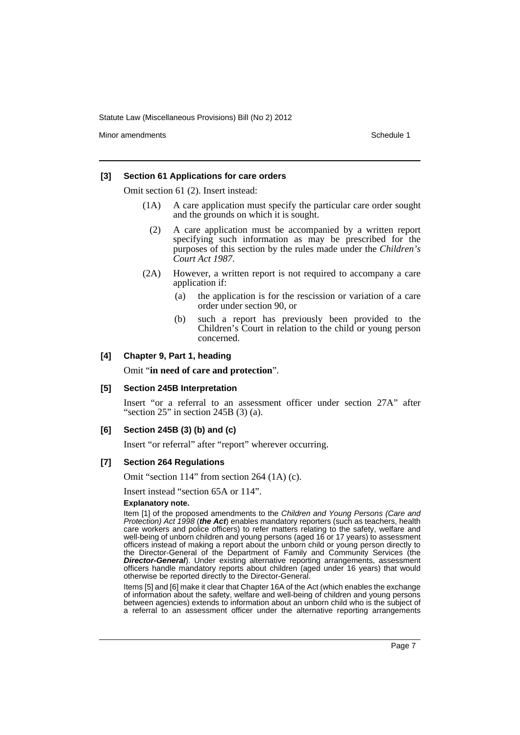**[3] Section 61 Applications for care orders**

Omit section 61 (2). Insert instead:

(1A) A care application must specify the particular care order sought and the grounds on which it is sought.

(2) A care application must be accompanied by a written report specifying such information as may be prescribed for the purposes of this section by the rules made under the *Children's Court Act 1987*.

(2A) However, a written report is not required to accompany a care application if:

- (a) the application is for the rescission or variation of a care order under section 90, or
- (b) such a report has previously been provided to the Children's Court in relation to the child or young person concerned.

**[4] Chapter 9, Part 1, heading**

Omit "**in need of care and protection**".

**[5] Section 245B Interpretation**

Insert "or a referral to an assessment officer under section 27A" after "section 25" in section 245B (3) (a).

**[6] Section 245B (3) (b) and (c)**

Insert "or referral" after "report" wherever occurring.

**[7] Section 264 Regulations**

Omit "section 114" from section 264 (1A) (c).

Insert instead "section 65A or 114".

**Explanatory note.**

Item [1] of the proposed amendments to the *Children and Young Persons (Care and Protection) Act 1998* (***the Act***) enables mandatory reporters (such as teachers, health care workers and police officers) to refer matters relating to the safety, welfare and well-being of unborn children and young persons (aged 16 or 17 years) to assessment officers instead of making a report about the unborn child or young person directly to the Director-General of the Department of Family and Community Services (the ***Director-General***). Under existing alternative reporting arrangements, assessment officers handle mandatory reports about children (aged under 16 years) that would otherwise be reported directly to the Director-General.

Items [5] and [6] make it clear that Chapter 16A of the Act (which enables the exchange of information about the safety, welfare and well-being of children and young persons between agencies) extends to information about an unborn child who is the subject of a referral to an assessment officer under the alternative reporting arrangements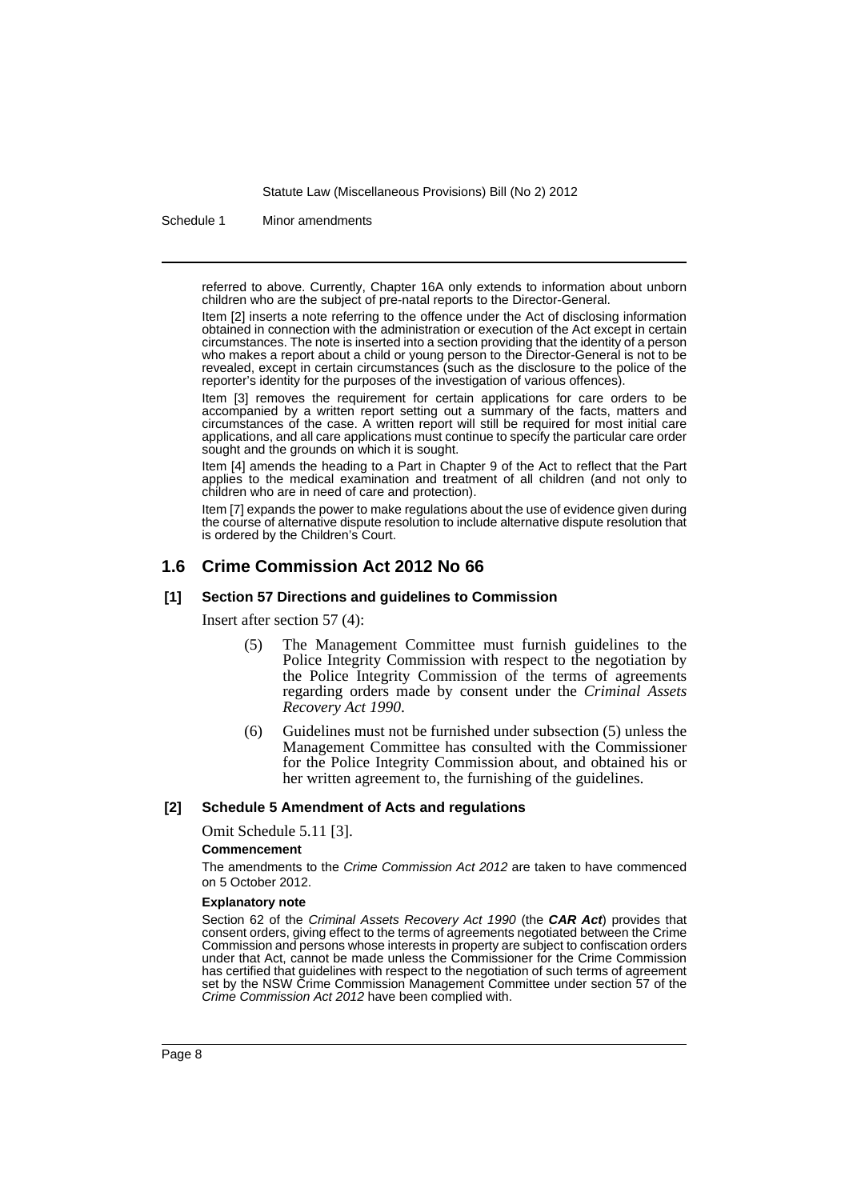referred to above. Currently, Chapter 16A only extends to information about unborn children who are the subject of pre-natal reports to the Director-General.

Item [2] inserts a note referring to the offence under the Act of disclosing information obtained in connection with the administration or execution of the Act except in certain circumstances. The note is inserted into a section providing that the identity of a person who makes a report about a child or young person to the Director-General is not to be revealed, except in certain circumstances (such as the disclosure to the police of the reporter's identity for the purposes of the investigation of various offences).

Item [3] removes the requirement for certain applications for care orders to be accompanied by a written report setting out a summary of the facts, matters and circumstances of the case. A written report will still be required for most initial care applications, and all care applications must continue to specify the particular care order sought and the grounds on which it is sought.

Item [4] amends the heading to a Part in Chapter 9 of the Act to reflect that the Part applies to the medical examination and treatment of all children (and not only to children who are in need of care and protection).

Item [7] expands the power to make regulations about the use of evidence given during the course of alternative dispute resolution to include alternative dispute resolution that is ordered by the Children's Court.

## 1.6 Crime Commission Act 2012 No 66

### [1] Section 57 Directions and guidelines to Commission

Insert after section 57 (4):

> (5) The Management Committee must furnish guidelines to the Police Integrity Commission with respect to the negotiation by the Police Integrity Commission of the terms of agreements regarding orders made by consent under the *Criminal Assets Recovery Act 1990*.
>
> (6) Guidelines must not be furnished under subsection (5) unless the Management Committee has consulted with the Commissioner for the Police Integrity Commission about, and obtained his or her written agreement to, the furnishing of the guidelines.

### [2] Schedule 5 Amendment of Acts and regulations

Omit Schedule 5.11 [3].

**Commencement**

The amendments to the *Crime Commission Act 2012* are taken to have commenced on 5 October 2012.

**Explanatory note**

Section 62 of the *Criminal Assets Recovery Act 1990* (the ***CAR Act***) provides that consent orders, giving effect to the terms of agreements negotiated between the Crime Commission and persons whose interests in property are subject to confiscation orders under that Act, cannot be made unless the Commissioner for the Crime Commission has certified that guidelines with respect to the negotiation of such terms of agreement set by the NSW Crime Commission Management Committee under section 57 of the *Crime Commission Act 2012* have been complied with.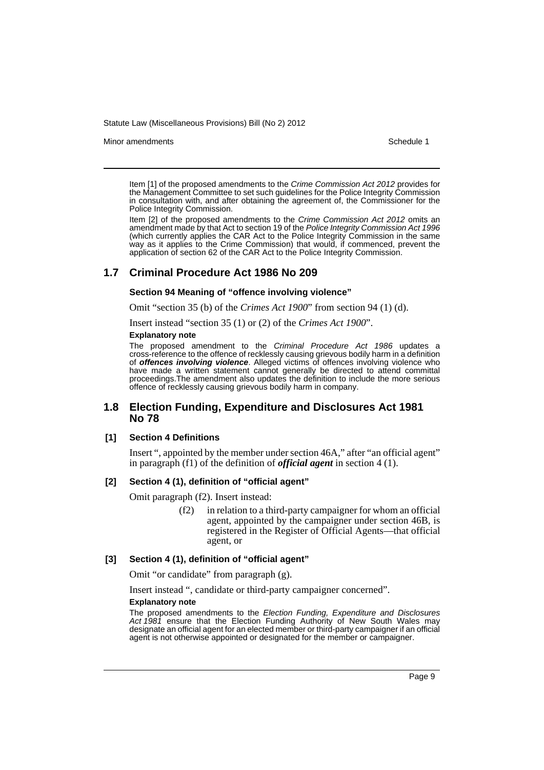Item [1] of the proposed amendments to the *Crime Commission Act 2012* provides for the Management Committee to set such guidelines for the Police Integrity Commission in consultation with, and after obtaining the agreement of, the Commissioner for the Police Integrity Commission.

Item [2] of the proposed amendments to the *Crime Commission Act 2012* omits an amendment made by that Act to section 19 of the *Police Integrity Commission Act 1996* (which currently applies the CAR Act to the Police Integrity Commission in the same way as it applies to the Crime Commission) that would, if commenced, prevent the application of section 62 of the CAR Act to the Police Integrity Commission.

## 1.7 Criminal Procedure Act 1986 No 209

#### Section 94 Meaning of "offence involving violence"

Omit "section 35 (b) of the *Crimes Act 1900*" from section 94 (1) (d).

Insert instead "section 35 (1) or (2) of the *Crimes Act 1900*".

**Explanatory note**

The proposed amendment to the *Criminal Procedure Act 1986* updates a cross-reference to the offence of recklessly causing grievous bodily harm in a definition of ***offences involving violence***. Alleged victims of offences involving violence who have made a written statement cannot generally be directed to attend committal proceedings.The amendment also updates the definition to include the more serious offence of recklessly causing grievous bodily harm in company.

## 1.8 Election Funding, Expenditure and Disclosures Act 1981 No 78

#### [1] Section 4 Definitions

Insert ", appointed by the member under section 46A," after "an official agent" in paragraph (f1) of the definition of ***official agent*** in section 4 (1).

#### [2] Section 4 (1), definition of "official agent"

Omit paragraph (f2). Insert instead:

> (f2) in relation to a third-party campaigner for whom an official agent, appointed by the campaigner under section 46B, is registered in the Register of Official Agents—that official agent, or

#### [3] Section 4 (1), definition of "official agent"

Omit "or candidate" from paragraph (g).

Insert instead ", candidate or third-party campaigner concerned".

**Explanatory note**

The proposed amendments to the *Election Funding, Expenditure and Disclosures Act 1981* ensure that the Election Funding Authority of New South Wales may designate an official agent for an elected member or third-party campaigner if an official agent is not otherwise appointed or designated for the member or campaigner.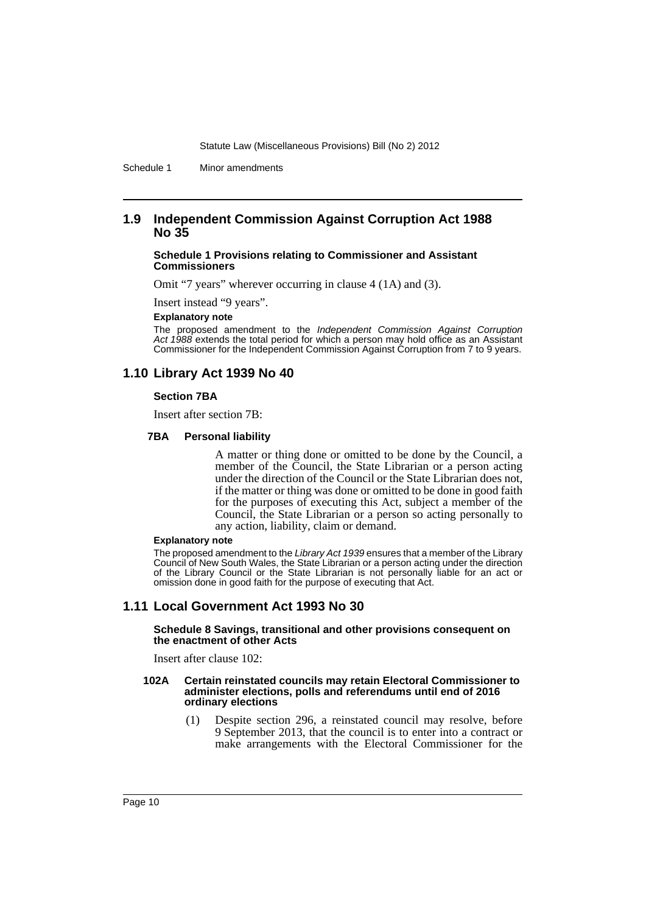## 1.9 Independent Commission Against Corruption Act 1988 No 35

**Schedule 1 Provisions relating to Commissioner and Assistant Commissioners**

Omit "7 years" wherever occurring in clause 4 (1A) and (3).

Insert instead "9 years".

**Explanatory note**

The proposed amendment to the *Independent Commission Against Corruption Act 1988* extends the total period for which a person may hold office as an Assistant Commissioner for the Independent Commission Against Corruption from 7 to 9 years.

## 1.10 Library Act 1939 No 40

**Section 7BA**

Insert after section 7B:

**7BA Personal liability**

A matter or thing done or omitted to be done by the Council, a member of the Council, the State Librarian or a person acting under the direction of the Council or the State Librarian does not, if the matter or thing was done or omitted to be done in good faith for the purposes of executing this Act, subject a member of the Council, the State Librarian or a person so acting personally to any action, liability, claim or demand.

**Explanatory note**

The proposed amendment to the *Library Act 1939* ensures that a member of the Library Council of New South Wales, the State Librarian or a person acting under the direction of the Library Council or the State Librarian is not personally liable for an act or omission done in good faith for the purpose of executing that Act.

## 1.11 Local Government Act 1993 No 30

**Schedule 8 Savings, transitional and other provisions consequent on the enactment of other Acts**

Insert after clause 102:

**102A Certain reinstated councils may retain Electoral Commissioner to administer elections, polls and referendums until end of 2016 ordinary elections**

(1) Despite section 296, a reinstated council may resolve, before 9 September 2013, that the council is to enter into a contract or make arrangements with the Electoral Commissioner for the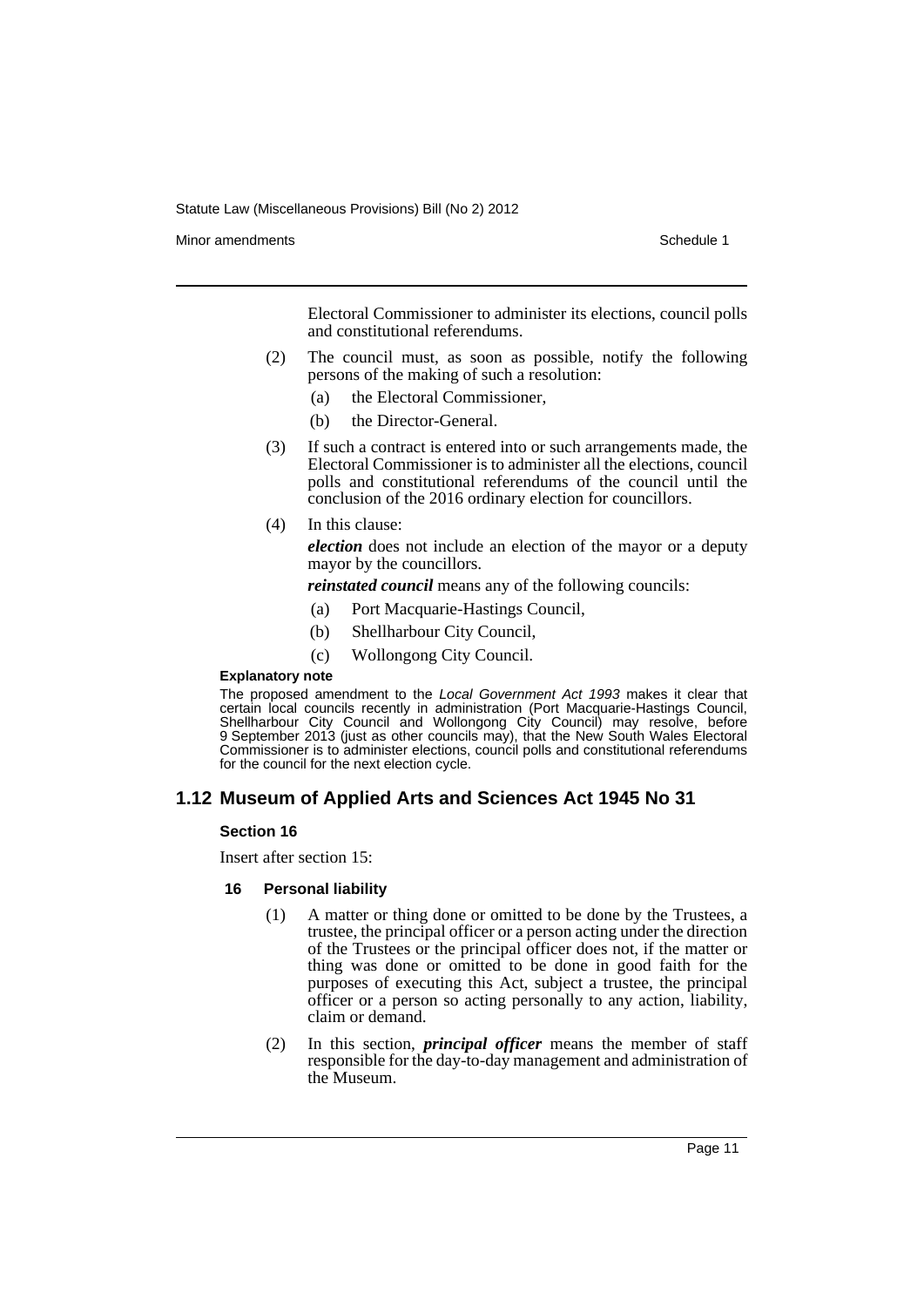Electoral Commissioner to administer its elections, council polls and constitutional referendums.

(2) The council must, as soon as possible, notify the following persons of the making of such a resolution:

(a) the Electoral Commissioner,

(b) the Director-General.

(3) If such a contract is entered into or such arrangements made, the Electoral Commissioner is to administer all the elections, council polls and constitutional referendums of the council until the conclusion of the 2016 ordinary election for councillors.

(4) In this clause:

***election*** does not include an election of the mayor or a deputy mayor by the councillors.

***reinstated council*** means any of the following councils:

(a) Port Macquarie-Hastings Council,

(b) Shellharbour City Council,

(c) Wollongong City Council.

**Explanatory note**

The proposed amendment to the *Local Government Act 1993* makes it clear that certain local councils recently in administration (Port Macquarie-Hastings Council, Shellharbour City Council and Wollongong City Council) may resolve, before 9 September 2013 (just as other councils may), that the New South Wales Electoral Commissioner is to administer elections, council polls and constitutional referendums for the council for the next election cycle.

## 1.12 Museum of Applied Arts and Sciences Act 1945 No 31

**Section 16**

Insert after section 15:

**16 Personal liability**

(1) A matter or thing done or omitted to be done by the Trustees, a trustee, the principal officer or a person acting under the direction of the Trustees or the principal officer does not, if the matter or thing was done or omitted to be done in good faith for the purposes of executing this Act, subject a trustee, the principal officer or a person so acting personally to any action, liability, claim or demand.

(2) In this section, ***principal officer*** means the member of staff responsible for the day-to-day management and administration of the Museum.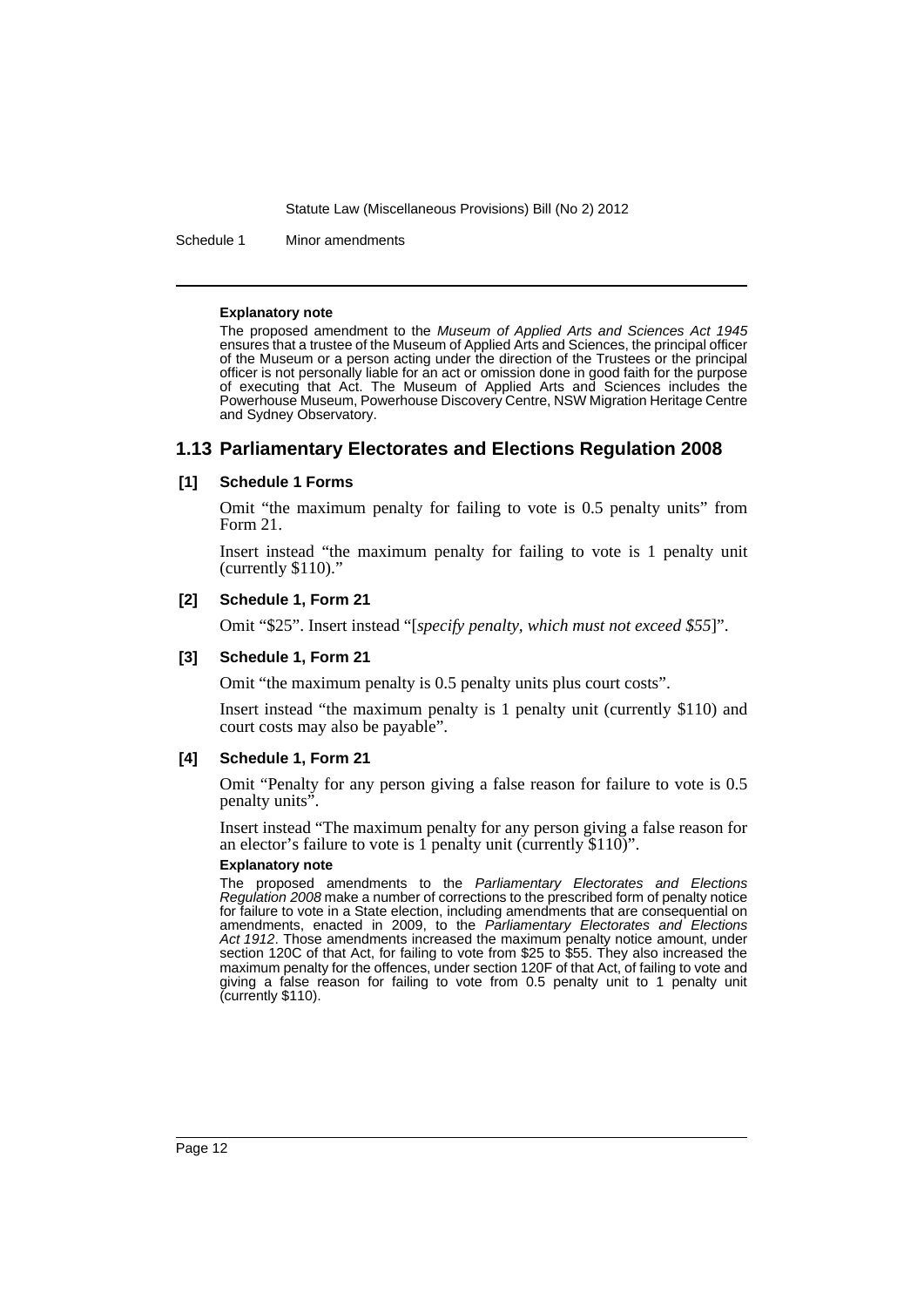**Explanatory note**

The proposed amendment to the *Museum of Applied Arts and Sciences Act 1945* ensures that a trustee of the Museum of Applied Arts and Sciences, the principal officer of the Museum or a person acting under the direction of the Trustees or the principal officer is not personally liable for an act or omission done in good faith for the purpose of executing that Act. The Museum of Applied Arts and Sciences includes the Powerhouse Museum, Powerhouse Discovery Centre, NSW Migration Heritage Centre and Sydney Observatory.

## 1.13 Parliamentary Electorates and Elections Regulation 2008

**[1] Schedule 1 Forms**

Omit "the maximum penalty for failing to vote is 0.5 penalty units" from Form 21.

Insert instead "the maximum penalty for failing to vote is 1 penalty unit (currently $110)."

**[2] Schedule 1, Form 21**

Omit "$25". Insert instead "[*specify penalty, which must not exceed $55*]".

**[3] Schedule 1, Form 21**

Omit "the maximum penalty is 0.5 penalty units plus court costs".

Insert instead "the maximum penalty is 1 penalty unit (currently $110) and court costs may also be payable".

**[4] Schedule 1, Form 21**

Omit "Penalty for any person giving a false reason for failure to vote is 0.5 penalty units".

Insert instead "The maximum penalty for any person giving a false reason for an elector's failure to vote is 1 penalty unit (currently $110)".

**Explanatory note**

The proposed amendments to the *Parliamentary Electorates and Elections Regulation 2008* make a number of corrections to the prescribed form of penalty notice for failure to vote in a State election, including amendments that are consequential on amendments, enacted in 2009, to the *Parliamentary Electorates and Elections Act 1912*. Those amendments increased the maximum penalty notice amount, under section 120C of that Act, for failing to vote from $25 to $55. They also increased the maximum penalty for the offences, under section 120F of that Act, of failing to vote and giving a false reason for failing to vote from 0.5 penalty unit to 1 penalty unit (currently $110).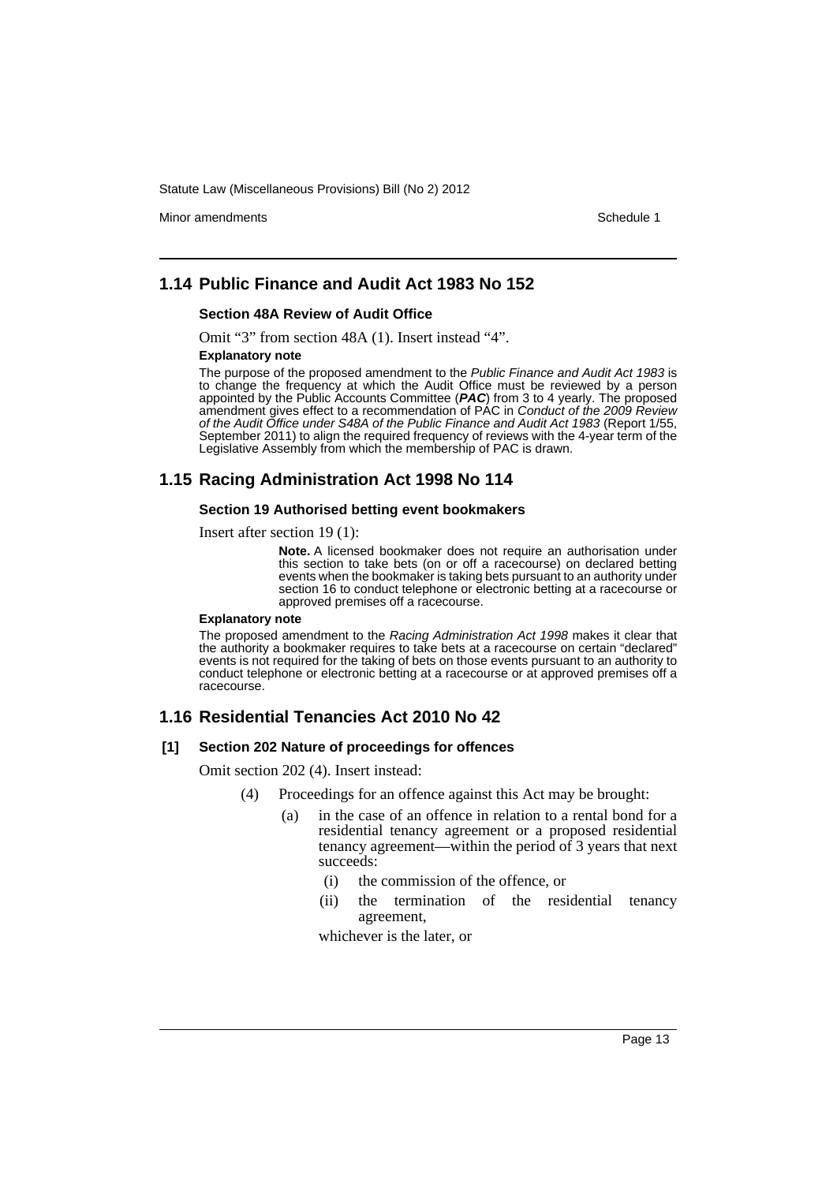## 1.14 Public Finance and Audit Act 1983 No 152

### Section 48A Review of Audit Office

Omit "3" from section 48A (1). Insert instead "4".

**Explanatory note**

The purpose of the proposed amendment to the *Public Finance and Audit Act 1983* is to change the frequency at which the Audit Office must be reviewed by a person appointed by the Public Accounts Committee (***PAC***) from 3 to 4 yearly. The proposed amendment gives effect to a recommendation of PAC in *Conduct of the 2009 Review of the Audit Office under S48A of the Public Finance and Audit Act 1983* (Report 1/55, September 2011) to align the required frequency of reviews with the 4-year term of the Legislative Assembly from which the membership of PAC is drawn.

## 1.15 Racing Administration Act 1998 No 114

### Section 19 Authorised betting event bookmakers

Insert after section 19 (1):

> **Note.** A licensed bookmaker does not require an authorisation under this section to take bets (on or off a racecourse) on declared betting events when the bookmaker is taking bets pursuant to an authority under section 16 to conduct telephone or electronic betting at a racecourse or approved premises off a racecourse.

**Explanatory note**

The proposed amendment to the *Racing Administration Act 1998* makes it clear that the authority a bookmaker requires to take bets at a racecourse on certain "declared" events is not required for the taking of bets on those events pursuant to an authority to conduct telephone or electronic betting at a racecourse or at approved premises off a racecourse.

## 1.16 Residential Tenancies Act 2010 No 42

### [1] Section 202 Nature of proceedings for offences

Omit section 202 (4). Insert instead:

(4) Proceedings for an offence against this Act may be brought:

(a) in the case of an offence in relation to a rental bond for a residential tenancy agreement or a proposed residential tenancy agreement—within the period of 3 years that next succeeds:

(i) the commission of the offence, or

(ii) the termination of the residential tenancy agreement,

whichever is the later, or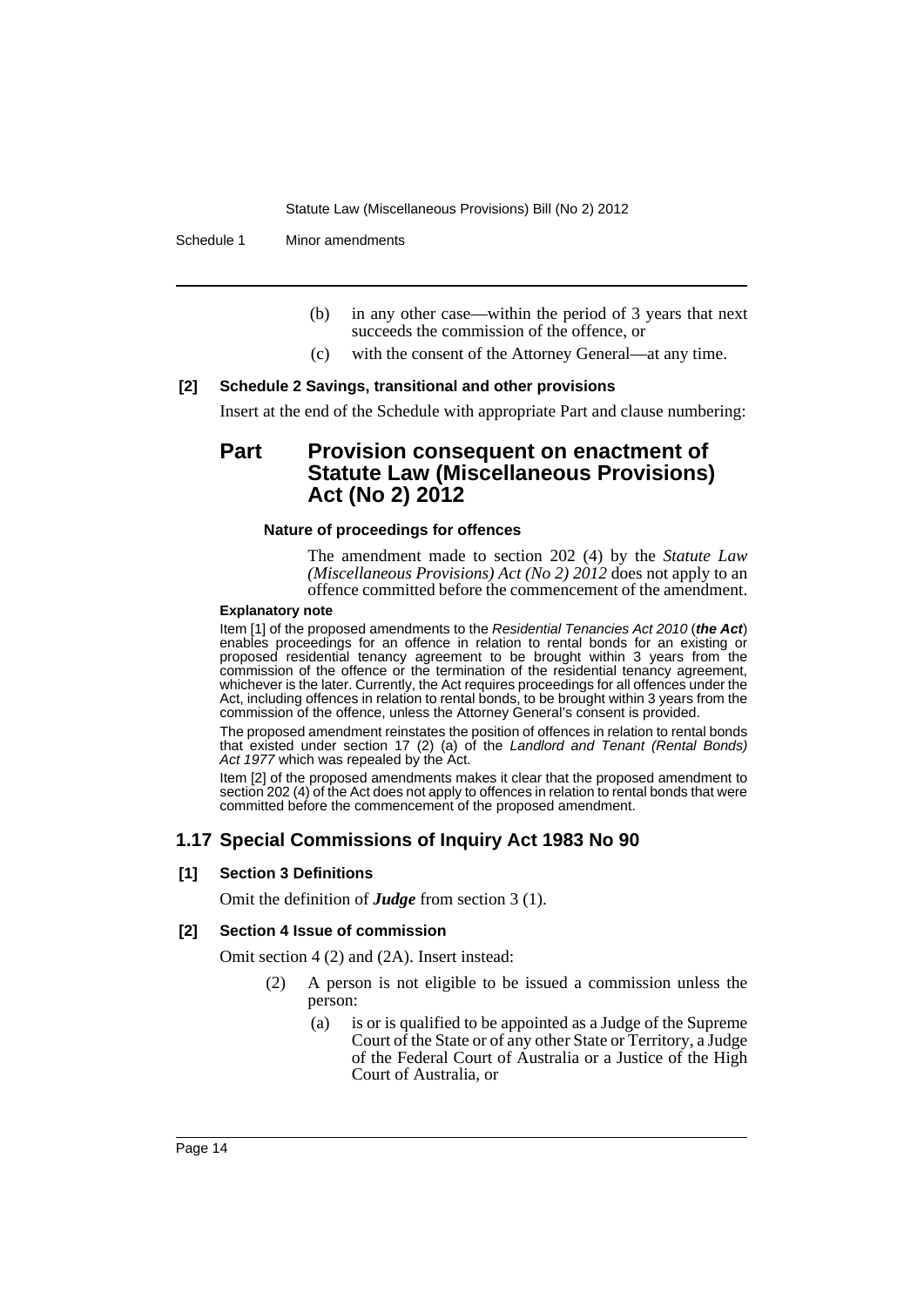(b) in any other case—within the period of 3 years that next succeeds the commission of the offence, or

(c) with the consent of the Attorney General—at any time.

**[2] Schedule 2 Savings, transitional and other provisions**

Insert at the end of the Schedule with appropriate Part and clause numbering:

## Part Provision consequent on enactment of Statute Law (Miscellaneous Provisions) Act (No 2) 2012

**Nature of proceedings for offences**

The amendment made to section 202 (4) by the *Statute Law (Miscellaneous Provisions) Act (No 2) 2012* does not apply to an offence committed before the commencement of the amendment.

**Explanatory note**

Item [1] of the proposed amendments to the *Residential Tenancies Act 2010* (***the Act***) enables proceedings for an offence in relation to rental bonds for an existing or proposed residential tenancy agreement to be brought within 3 years from the commission of the offence or the termination of the residential tenancy agreement, whichever is the later. Currently, the Act requires proceedings for all offences under the Act, including offences in relation to rental bonds, to be brought within 3 years from the commission of the offence, unless the Attorney General's consent is provided.

The proposed amendment reinstates the position of offences in relation to rental bonds that existed under section 17 (2) (a) of the *Landlord and Tenant (Rental Bonds) Act 1977* which was repealed by the Act.

Item [2] of the proposed amendments makes it clear that the proposed amendment to section 202 (4) of the Act does not apply to offences in relation to rental bonds that were committed before the commencement of the proposed amendment.

## 1.17 Special Commissions of Inquiry Act 1983 No 90

**[1] Section 3 Definitions**

Omit the definition of ***Judge*** from section 3 (1).

**[2] Section 4 Issue of commission**

Omit section 4 (2) and (2A). Insert instead:

(2) A person is not eligible to be issued a commission unless the person:

(a) is or is qualified to be appointed as a Judge of the Supreme Court of the State or of any other State or Territory, a Judge of the Federal Court of Australia or a Justice of the High Court of Australia, or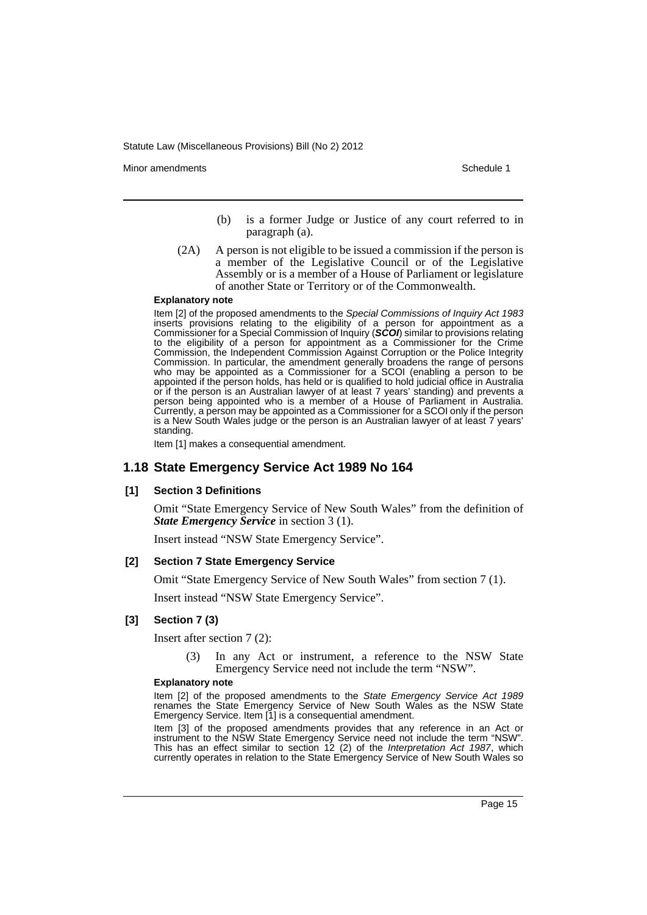(b) is a former Judge or Justice of any court referred to in paragraph (a).

(2A) A person is not eligible to be issued a commission if the person is a member of the Legislative Council or of the Legislative Assembly or is a member of a House of Parliament or legislature of another State or Territory or of the Commonwealth.

**Explanatory note**

Item [2] of the proposed amendments to the *Special Commissions of Inquiry Act 1983* inserts provisions relating to the eligibility of a person for appointment as a Commissioner for a Special Commission of Inquiry (***SCOI***) similar to provisions relating to the eligibility of a person for appointment as a Commissioner for the Crime Commission, the Independent Commission Against Corruption or the Police Integrity Commission. In particular, the amendment generally broadens the range of persons who may be appointed as a Commissioner for a SCOI (enabling a person to be appointed if the person holds, has held or is qualified to hold judicial office in Australia or if the person is an Australian lawyer of at least 7 years' standing) and prevents a person being appointed who is a member of a House of Parliament in Australia. Currently, a person may be appointed as a Commissioner for a SCOI only if the person is a New South Wales judge or the person is an Australian lawyer of at least 7 years' standing.

Item [1] makes a consequential amendment.

## 1.18 State Emergency Service Act 1989 No 164

### [1] Section 3 Definitions

Omit "State Emergency Service of New South Wales" from the definition of ***State Emergency Service*** in section 3 (1).

Insert instead "NSW State Emergency Service".

### [2] Section 7 State Emergency Service

Omit "State Emergency Service of New South Wales" from section 7 (1).

Insert instead "NSW State Emergency Service".

### [3] Section 7 (3)

Insert after section 7 (2):

(3) In any Act or instrument, a reference to the NSW State Emergency Service need not include the term "NSW".

**Explanatory note**

Item [2] of the proposed amendments to the *State Emergency Service Act 1989* renames the State Emergency Service of New South Wales as the NSW State Emergency Service. Item [1] is a consequential amendment.

Item [3] of the proposed amendments provides that any reference in an Act or instrument to the NSW State Emergency Service need not include the term "NSW". This has an effect similar to section 12 (2) of the *Interpretation Act 1987*, which currently operates in relation to the State Emergency Service of New South Wales so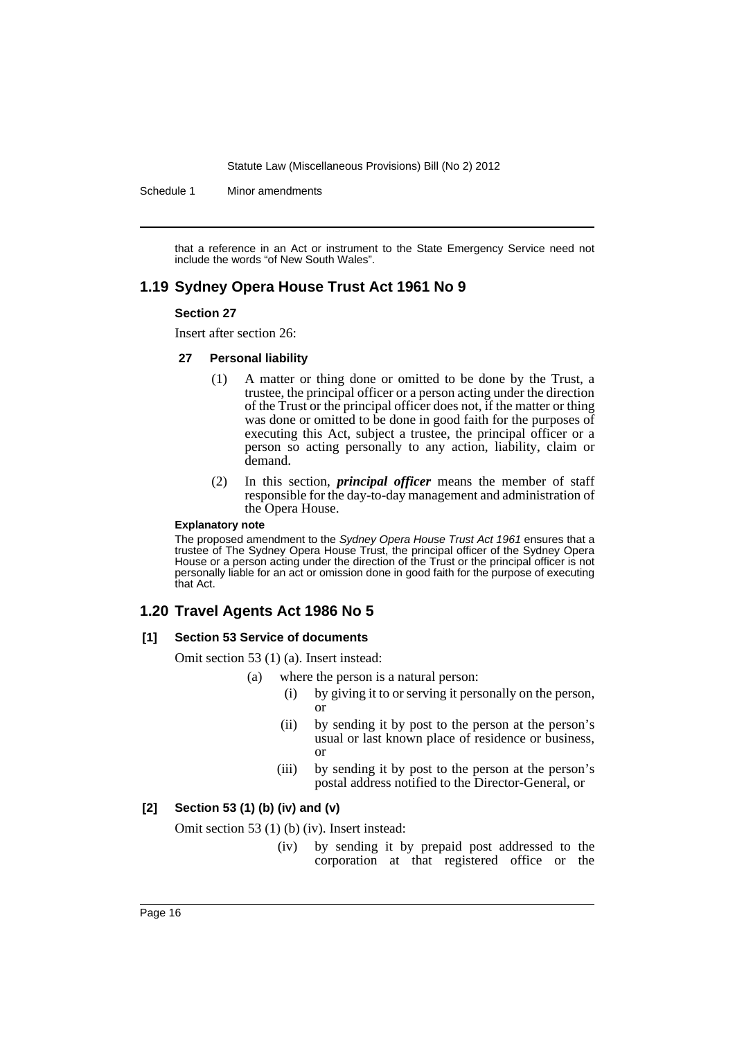that a reference in an Act or instrument to the State Emergency Service need not include the words "of New South Wales".

## 1.19 Sydney Opera House Trust Act 1961 No 9

### Section 27

Insert after section 26:

#### 27 Personal liability

(1) A matter or thing done or omitted to be done by the Trust, a trustee, the principal officer or a person acting under the direction of the Trust or the principal officer does not, if the matter or thing was done or omitted to be done in good faith for the purposes of executing this Act, subject a trustee, the principal officer or a person so acting personally to any action, liability, claim or demand.

(2) In this section, ***principal officer*** means the member of staff responsible for the day-to-day management and administration of the Opera House.

#### Explanatory note

The proposed amendment to the *Sydney Opera House Trust Act 1961* ensures that a trustee of The Sydney Opera House Trust, the principal officer of the Sydney Opera House or a person acting under the direction of the Trust or the principal officer is not personally liable for an act or omission done in good faith for the purpose of executing that Act.

## 1.20 Travel Agents Act 1986 No 5

### [1] Section 53 Service of documents

Omit section 53 (1) (a). Insert instead:

(a) where the person is a natural person:

(i) by giving it to or serving it personally on the person, or

(ii) by sending it by post to the person at the person's usual or last known place of residence or business, or

(iii) by sending it by post to the person at the person's postal address notified to the Director-General, or

### [2] Section 53 (1) (b) (iv) and (v)

Omit section 53 (1) (b) (iv). Insert instead:

(iv) by sending it by prepaid post addressed to the corporation at that registered office or the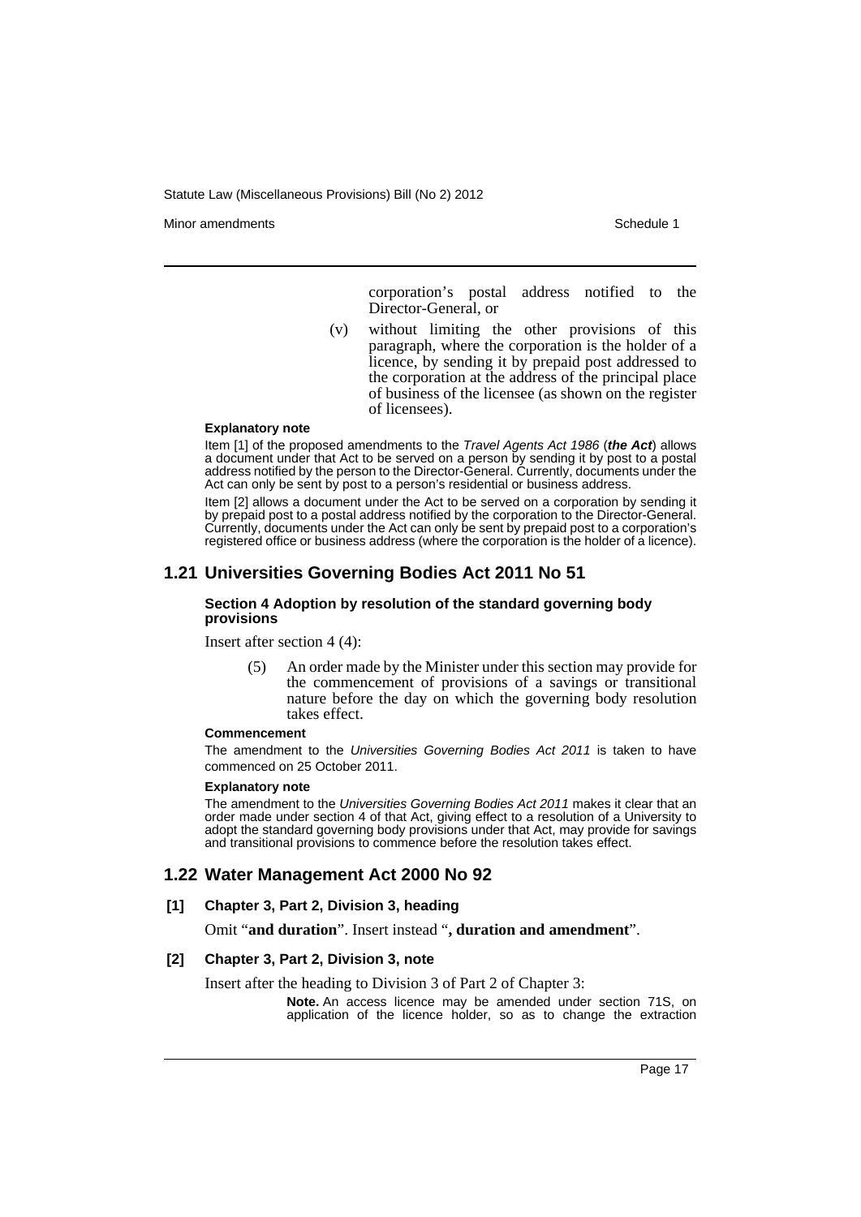corporation's postal address notified to the Director-General, or

(v) without limiting the other provisions of this paragraph, where the corporation is the holder of a licence, by sending it by prepaid post addressed to the corporation at the address of the principal place of business of the licensee (as shown on the register of licensees).

#### Explanatory note

Item [1] of the proposed amendments to the *Travel Agents Act 1986* (***the Act***) allows a document under that Act to be served on a person by sending it by post to a postal address notified by the person to the Director-General. Currently, documents under the Act can only be sent by post to a person's residential or business address.

Item [2] allows a document under the Act to be served on a corporation by sending it by prepaid post to a postal address notified by the corporation to the Director-General. Currently, documents under the Act can only be sent by prepaid post to a corporation's registered office or business address (where the corporation is the holder of a licence).

## 1.21 Universities Governing Bodies Act 2011 No 51

#### Section 4 Adoption by resolution of the standard governing body provisions

Insert after section 4 (4):

> (5) An order made by the Minister under this section may provide for the commencement of provisions of a savings or transitional nature before the day on which the governing body resolution takes effect.

#### Commencement

The amendment to the *Universities Governing Bodies Act 2011* is taken to have commenced on 25 October 2011.

#### Explanatory note

The amendment to the *Universities Governing Bodies Act 2011* makes it clear that an order made under section 4 of that Act, giving effect to a resolution of a University to adopt the standard governing body provisions under that Act, may provide for savings and transitional provisions to commence before the resolution takes effect.

## 1.22 Water Management Act 2000 No 92

#### [1] Chapter 3, Part 2, Division 3, heading

Omit "**and duration**". Insert instead "**, duration and amendment**".

#### [2] Chapter 3, Part 2, Division 3, note

Insert after the heading to Division 3 of Part 2 of Chapter 3:

> **Note.** An access licence may be amended under section 71S, on application of the licence holder, so as to change the extraction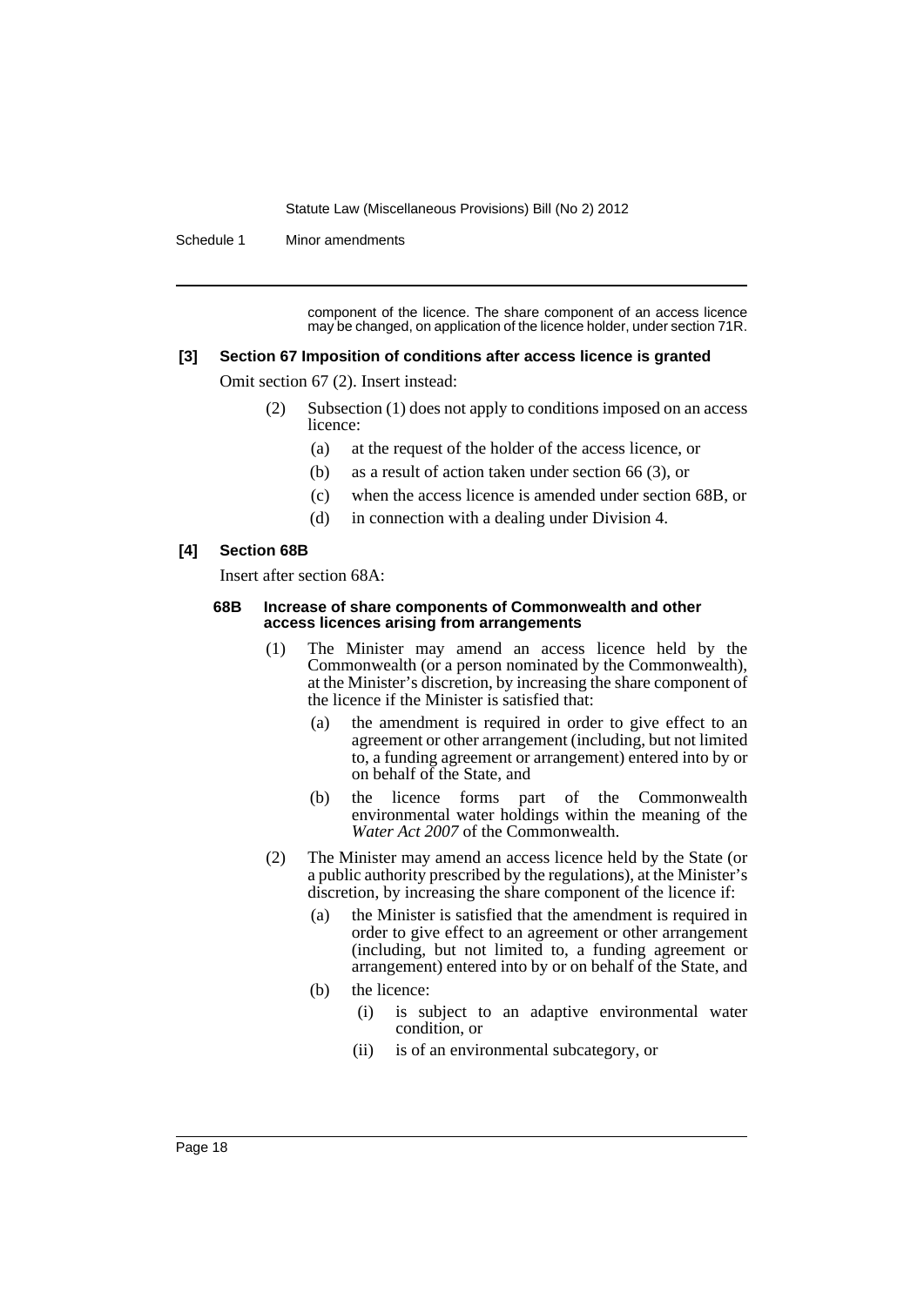component of the licence. The share component of an access licence may be changed, on application of the licence holder, under section 71R.

### [3] Section 67 Imposition of conditions after access licence is granted

Omit section 67 (2). Insert instead:

(2) Subsection (1) does not apply to conditions imposed on an access licence:

- (a) at the request of the holder of the access licence, or
- (b) as a result of action taken under section 66 (3), or
- (c) when the access licence is amended under section 68B, or
- (d) in connection with a dealing under Division 4.

### [4] Section 68B

Insert after section 68A:

#### 68B Increase of share components of Commonwealth and other access licences arising from arrangements

(1) The Minister may amend an access licence held by the Commonwealth (or a person nominated by the Commonwealth), at the Minister's discretion, by increasing the share component of the licence if the Minister is satisfied that:

- (a) the amendment is required in order to give effect to an agreement or other arrangement (including, but not limited to, a funding agreement or arrangement) entered into by or on behalf of the State, and
- (b) the licence forms part of the Commonwealth environmental water holdings within the meaning of the *Water Act 2007* of the Commonwealth.

(2) The Minister may amend an access licence held by the State (or a public authority prescribed by the regulations), at the Minister's discretion, by increasing the share component of the licence if:

- (a) the Minister is satisfied that the amendment is required in order to give effect to an agreement or other arrangement (including, but not limited to, a funding agreement or arrangement) entered into by or on behalf of the State, and
- (b) the licence:
  - (i) is subject to an adaptive environmental water condition, or
  - (ii) is of an environmental subcategory, or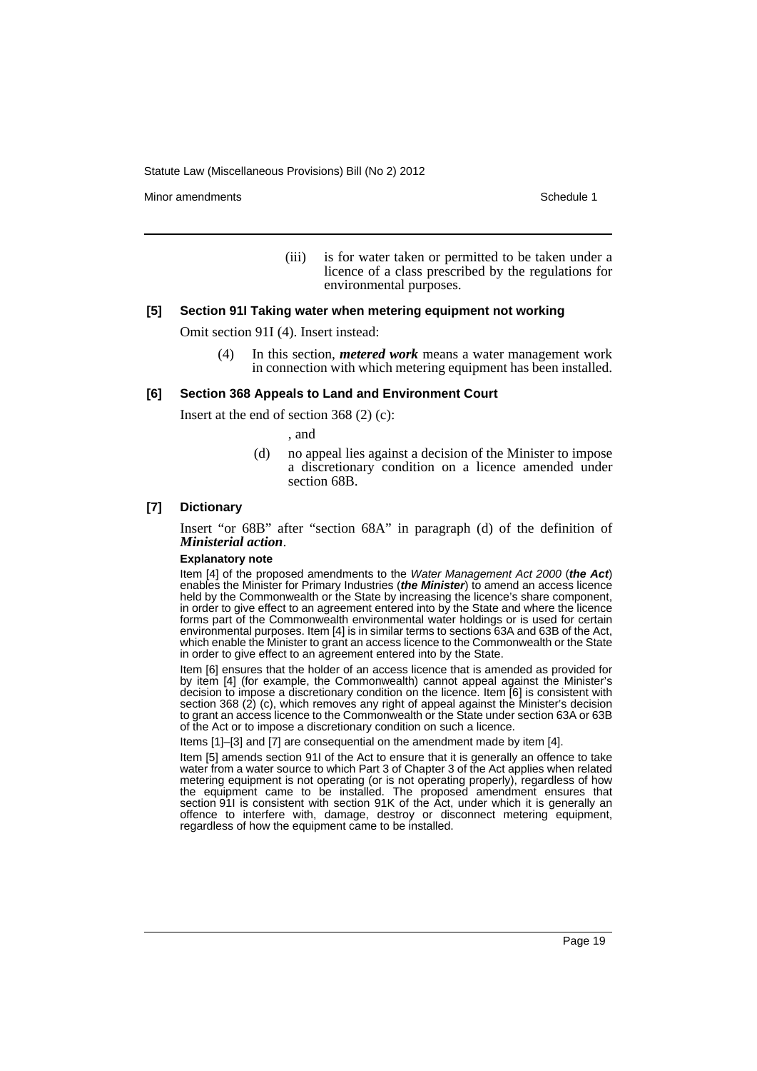(iii) is for water taken or permitted to be taken under a licence of a class prescribed by the regulations for environmental purposes.

### [5] Section 91I Taking water when metering equipment not working

Omit section 91I (4). Insert instead:

(4) In this section, ***metered work*** means a water management work in connection with which metering equipment has been installed.

### [6] Section 368 Appeals to Land and Environment Court

Insert at the end of section 368 (2) (c):

, and

(d) no appeal lies against a decision of the Minister to impose a discretionary condition on a licence amended under section 68B.

### [7] Dictionary

Insert "or 68B" after "section 68A" in paragraph (d) of the definition of ***Ministerial action***.

#### Explanatory note

Item [4] of the proposed amendments to the *Water Management Act 2000* (***the Act***) enables the Minister for Primary Industries (***the Minister***) to amend an access licence held by the Commonwealth or the State by increasing the licence's share component, in order to give effect to an agreement entered into by the State and where the licence forms part of the Commonwealth environmental water holdings or is used for certain environmental purposes. Item [4] is in similar terms to sections 63A and 63B of the Act, which enable the Minister to grant an access licence to the Commonwealth or the State in order to give effect to an agreement entered into by the State.

Item [6] ensures that the holder of an access licence that is amended as provided for by item [4] (for example, the Commonwealth) cannot appeal against the Minister's decision to impose a discretionary condition on the licence. Item [6] is consistent with section 368 (2) (c), which removes any right of appeal against the Minister's decision to grant an access licence to the Commonwealth or the State under section 63A or 63B of the Act or to impose a discretionary condition on such a licence.

Items [1]–[3] and [7] are consequential on the amendment made by item [4].

Item [5] amends section 91I of the Act to ensure that it is generally an offence to take water from a water source to which Part 3 of Chapter 3 of the Act applies when related metering equipment is not operating (or is not operating properly), regardless of how the equipment came to be installed. The proposed amendment ensures that section 91I is consistent with section 91K of the Act, under which it is generally an offence to interfere with, damage, destroy or disconnect metering equipment, regardless of how the equipment came to be installed.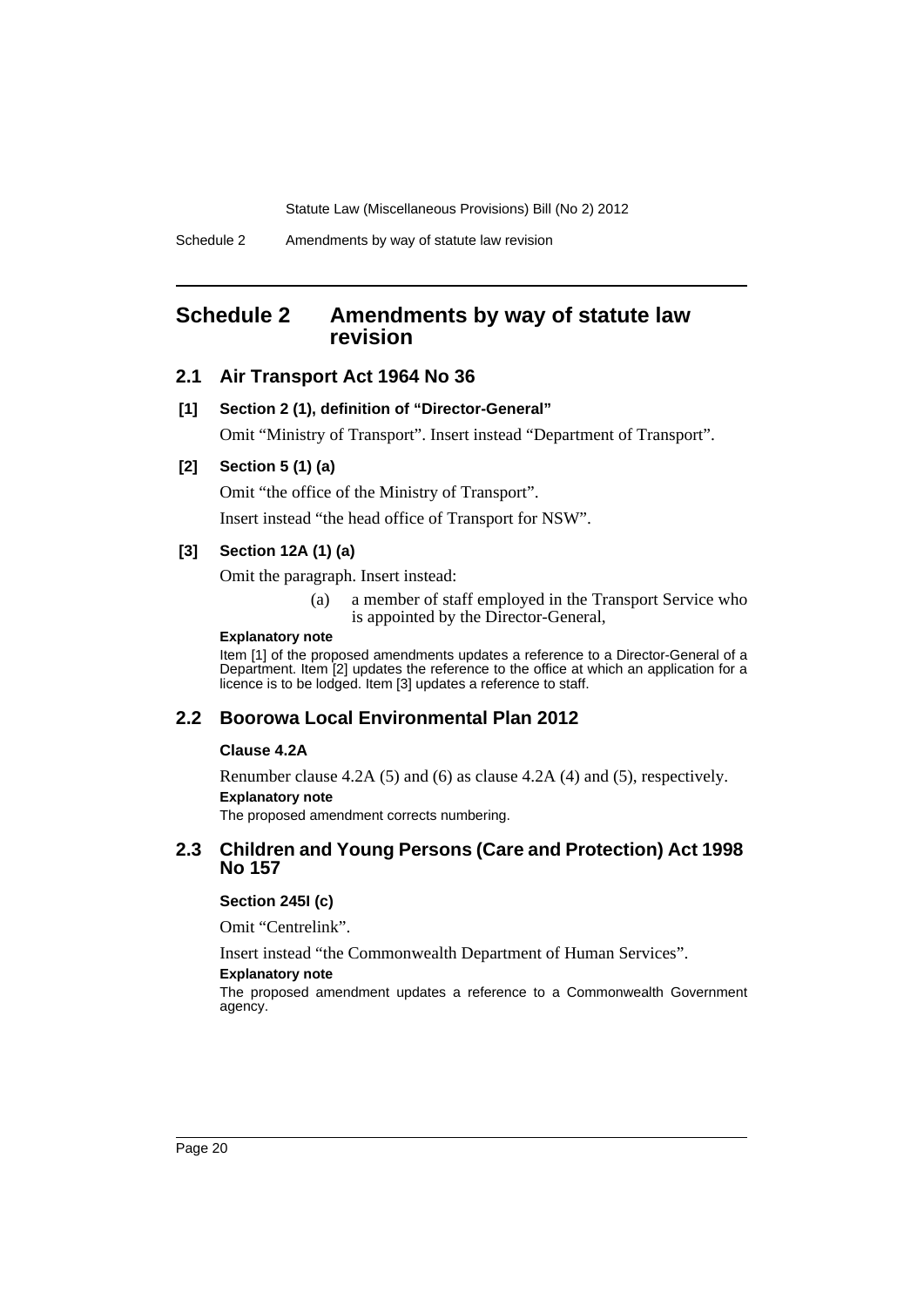## Schedule 2 Amendments by way of statute law revision

### 2.1 Air Transport Act 1964 No 36

**[1] Section 2 (1), definition of "Director-General"**

Omit "Ministry of Transport". Insert instead "Department of Transport".

**[2] Section 5 (1) (a)**

Omit "the office of the Ministry of Transport".

Insert instead "the head office of Transport for NSW".

**[3] Section 12A (1) (a)**

Omit the paragraph. Insert instead:

> (a) a member of staff employed in the Transport Service who is appointed by the Director-General,

**Explanatory note**

Item [1] of the proposed amendments updates a reference to a Director-General of a Department. Item [2] updates the reference to the office at which an application for a licence is to be lodged. Item [3] updates a reference to staff.

### 2.2 Boorowa Local Environmental Plan 2012

**Clause 4.2A**

Renumber clause 4.2A (5) and (6) as clause 4.2A (4) and (5), respectively.

**Explanatory note**

The proposed amendment corrects numbering.

### 2.3 Children and Young Persons (Care and Protection) Act 1998 No 157

**Section 245I (c)**

Omit "Centrelink".

Insert instead "the Commonwealth Department of Human Services".

**Explanatory note**

The proposed amendment updates a reference to a Commonwealth Government agency.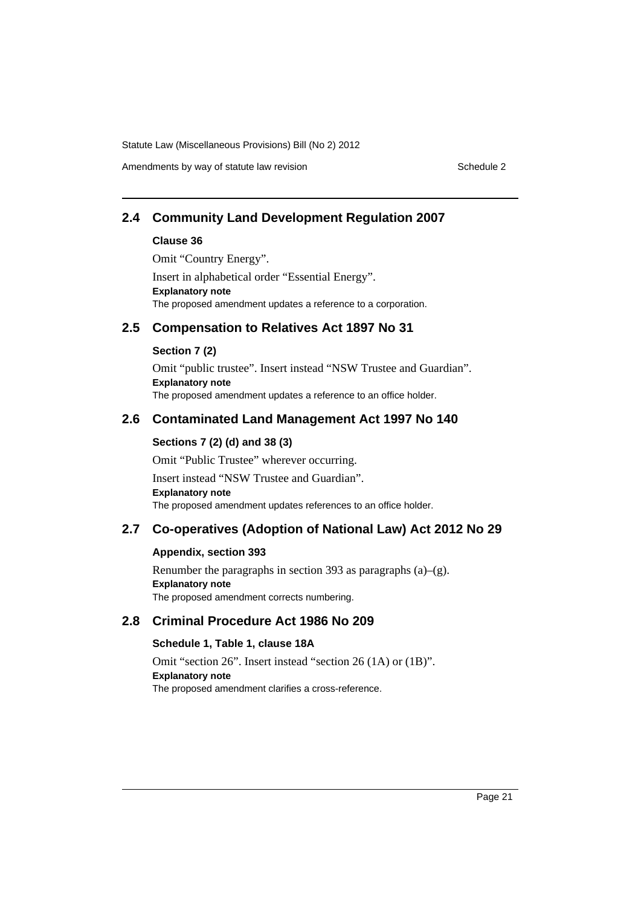## 2.4 Community Land Development Regulation 2007

### Clause 36

Omit "Country Energy".

Insert in alphabetical order "Essential Energy".

**Explanatory note**

The proposed amendment updates a reference to a corporation.

## 2.5 Compensation to Relatives Act 1897 No 31

### Section 7 (2)

Omit "public trustee". Insert instead "NSW Trustee and Guardian".

**Explanatory note**

The proposed amendment updates a reference to an office holder.

## 2.6 Contaminated Land Management Act 1997 No 140

### Sections 7 (2) (d) and 38 (3)

Omit "Public Trustee" wherever occurring.

Insert instead "NSW Trustee and Guardian".

**Explanatory note**

The proposed amendment updates references to an office holder.

## 2.7 Co-operatives (Adoption of National Law) Act 2012 No 29

### Appendix, section 393

Renumber the paragraphs in section 393 as paragraphs (a)–(g).

**Explanatory note**

The proposed amendment corrects numbering.

## 2.8 Criminal Procedure Act 1986 No 209

### Schedule 1, Table 1, clause 18A

Omit "section 26". Insert instead "section 26 (1A) or (1B)".

**Explanatory note**

The proposed amendment clarifies a cross-reference.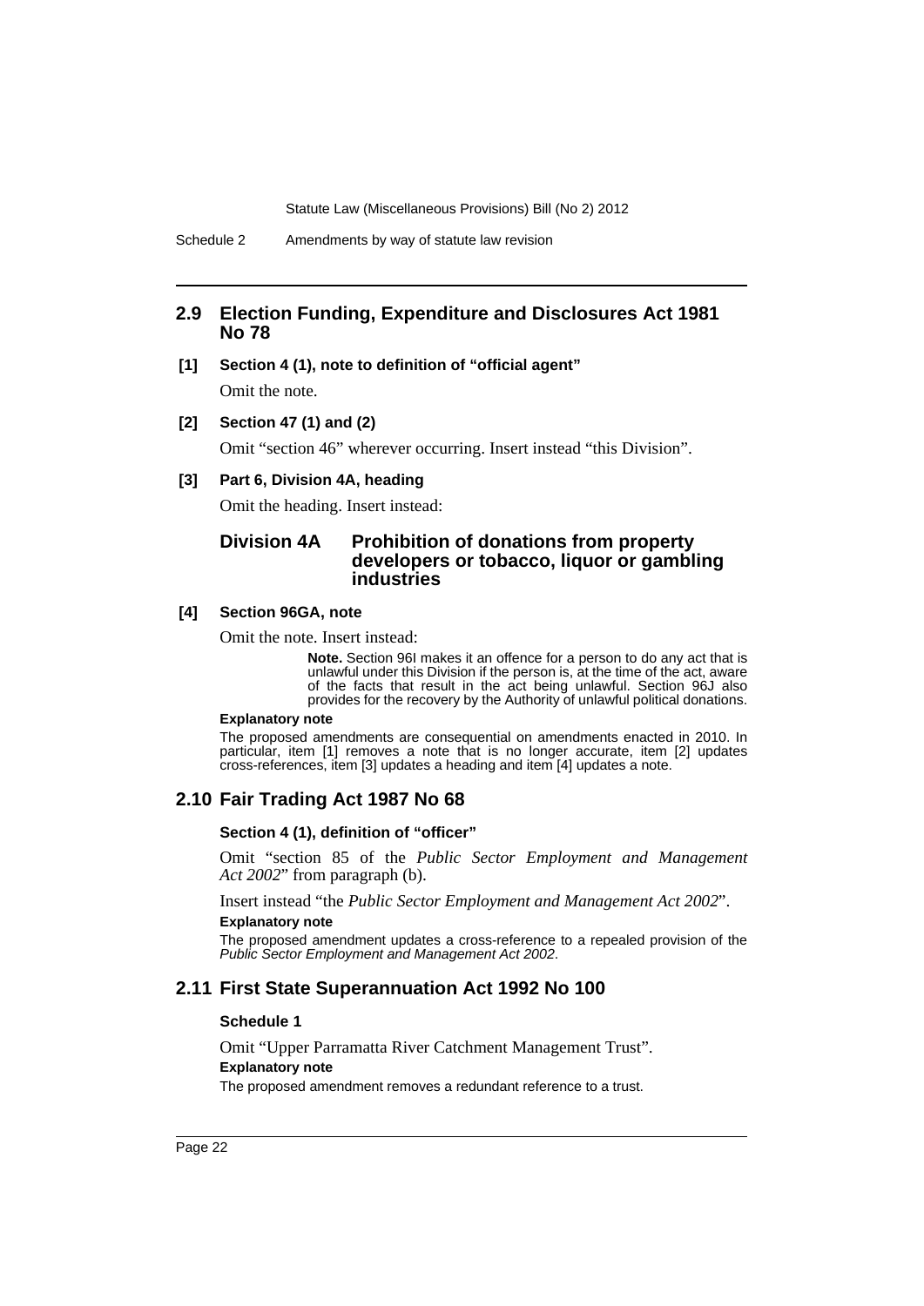## 2.9 Election Funding, Expenditure and Disclosures Act 1981 No 78

**[1] Section 4 (1), note to definition of "official agent"**

Omit the note.

**[2] Section 47 (1) and (2)**

Omit "section 46" wherever occurring. Insert instead "this Division".

**[3] Part 6, Division 4A, heading**

Omit the heading. Insert instead:

### Division 4A Prohibition of donations from property developers or tobacco, liquor or gambling industries

**[4] Section 96GA, note**

Omit the note. Insert instead:

> **Note.** Section 96I makes it an offence for a person to do any act that is unlawful under this Division if the person is, at the time of the act, aware of the facts that result in the act being unlawful. Section 96J also provides for the recovery by the Authority of unlawful political donations.

**Explanatory note**

The proposed amendments are consequential on amendments enacted in 2010. In particular, item [1] removes a note that is no longer accurate, item [2] updates cross-references, item [3] updates a heading and item [4] updates a note.

## 2.10 Fair Trading Act 1987 No 68

**Section 4 (1), definition of "officer"**

Omit "section 85 of the *Public Sector Employment and Management Act 2002*" from paragraph (b).

Insert instead "the *Public Sector Employment and Management Act 2002*".

**Explanatory note**

The proposed amendment updates a cross-reference to a repealed provision of the *Public Sector Employment and Management Act 2002*.

## 2.11 First State Superannuation Act 1992 No 100

**Schedule 1**

Omit "Upper Parramatta River Catchment Management Trust".

**Explanatory note**

The proposed amendment removes a redundant reference to a trust.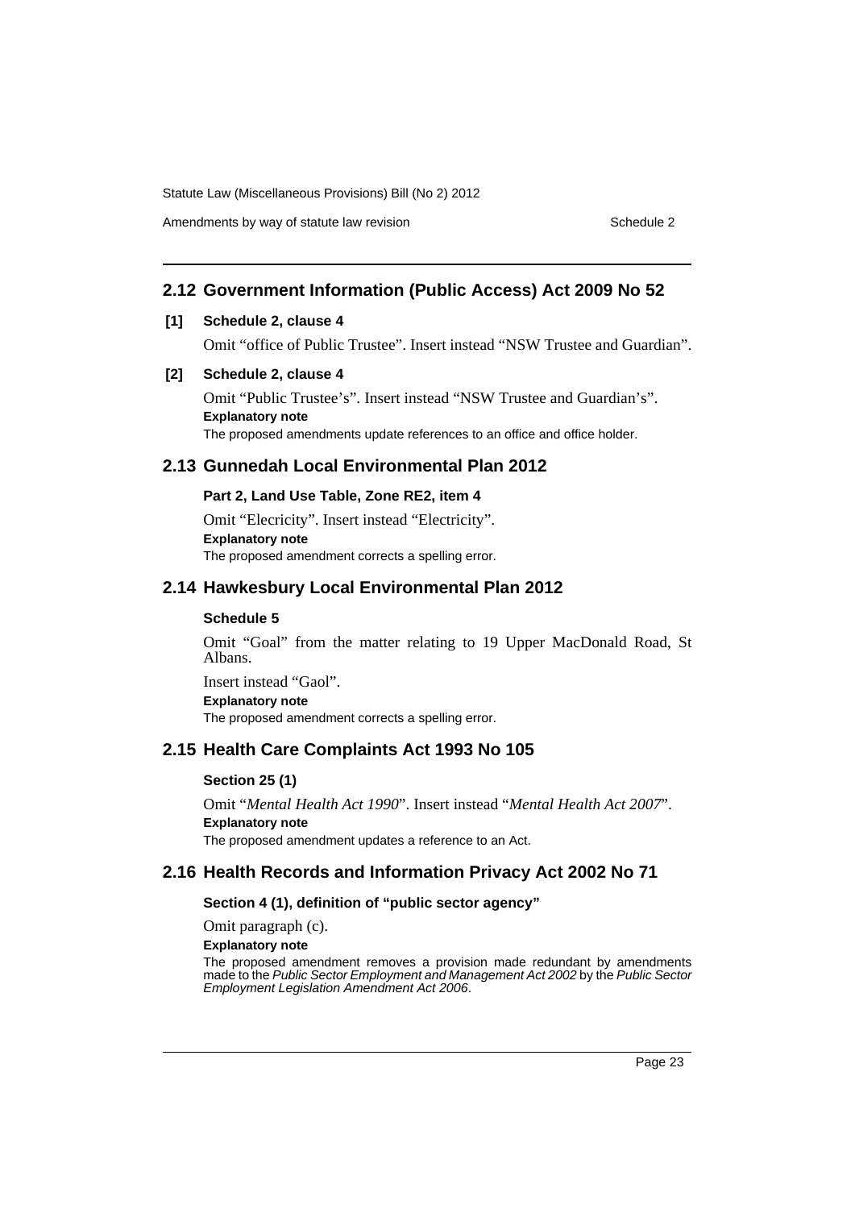## 2.12 Government Information (Public Access) Act 2009 No 52

**[1] Schedule 2, clause 4**

Omit "office of Public Trustee". Insert instead "NSW Trustee and Guardian".

**[2] Schedule 2, clause 4**

Omit "Public Trustee's". Insert instead "NSW Trustee and Guardian's".

**Explanatory note**

The proposed amendments update references to an office and office holder.

## 2.13 Gunnedah Local Environmental Plan 2012

**Part 2, Land Use Table, Zone RE2, item 4**

Omit "Elecricity". Insert instead "Electricity".

**Explanatory note**

The proposed amendment corrects a spelling error.

## 2.14 Hawkesbury Local Environmental Plan 2012

**Schedule 5**

Omit "Goal" from the matter relating to 19 Upper MacDonald Road, St Albans.

Insert instead "Gaol".

**Explanatory note**

The proposed amendment corrects a spelling error.

## 2.15 Health Care Complaints Act 1993 No 105

**Section 25 (1)**

Omit "*Mental Health Act 1990*". Insert instead "*Mental Health Act 2007*".

**Explanatory note**

The proposed amendment updates a reference to an Act.

## 2.16 Health Records and Information Privacy Act 2002 No 71

**Section 4 (1), definition of "public sector agency"**

Omit paragraph (c).

**Explanatory note**

The proposed amendment removes a provision made redundant by amendments made to the *Public Sector Employment and Management Act 2002* by the *Public Sector Employment Legislation Amendment Act 2006*.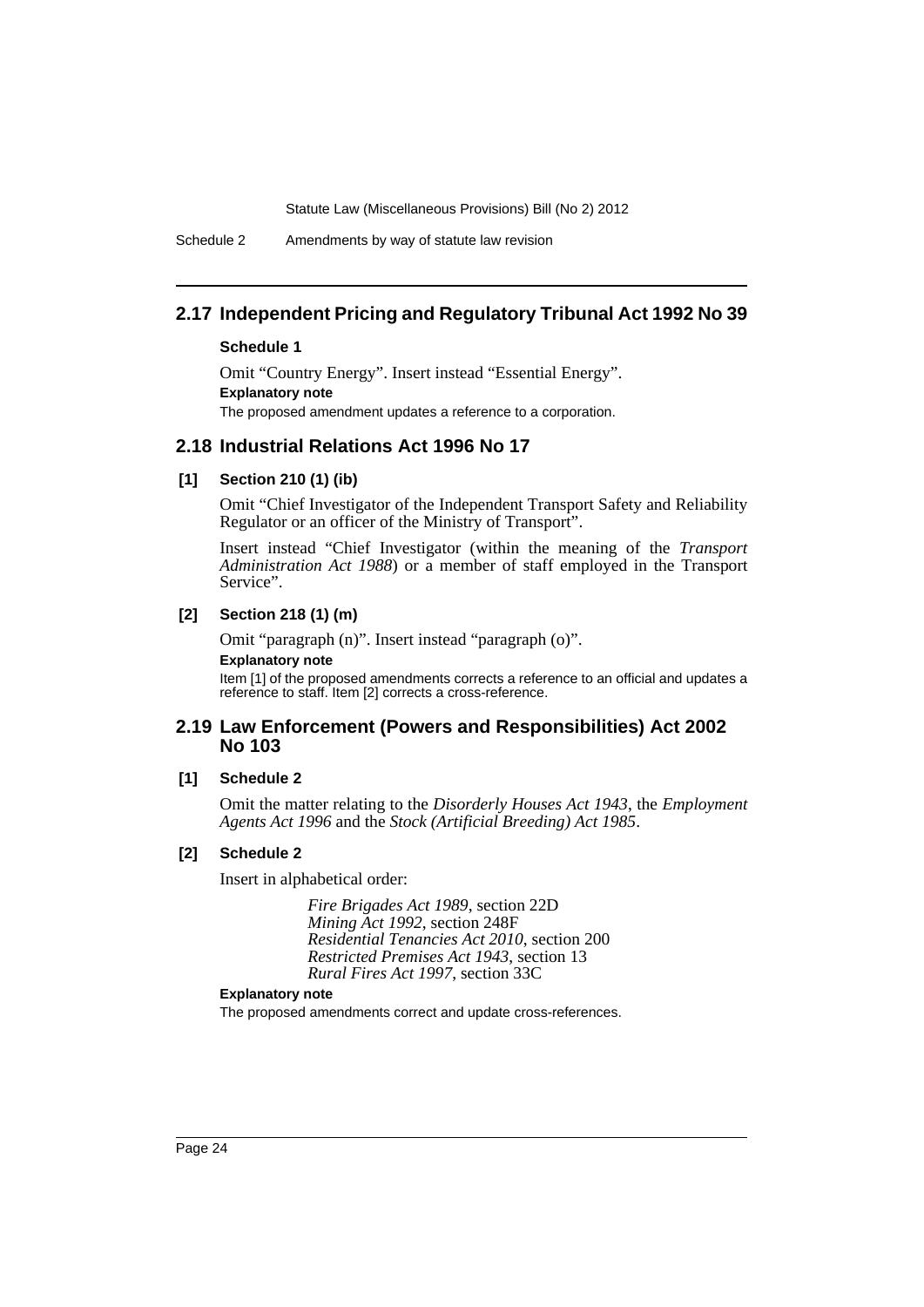## 2.17 Independent Pricing and Regulatory Tribunal Act 1992 No 39

### Schedule 1

Omit "Country Energy". Insert instead "Essential Energy".

**Explanatory note**

The proposed amendment updates a reference to a corporation.

## 2.18 Industrial Relations Act 1996 No 17

### [1] Section 210 (1) (ib)

Omit "Chief Investigator of the Independent Transport Safety and Reliability Regulator or an officer of the Ministry of Transport".

Insert instead "Chief Investigator (within the meaning of the *Transport Administration Act 1988*) or a member of staff employed in the Transport Service".

### [2] Section 218 (1) (m)

Omit "paragraph (n)". Insert instead "paragraph (o)".

**Explanatory note**

Item [1] of the proposed amendments corrects a reference to an official and updates a reference to staff. Item [2] corrects a cross-reference.

## 2.19 Law Enforcement (Powers and Responsibilities) Act 2002 No 103

### [1] Schedule 2

Omit the matter relating to the *Disorderly Houses Act 1943*, the *Employment Agents Act 1996* and the *Stock (Artificial Breeding) Act 1985*.

### [2] Schedule 2

Insert in alphabetical order:

*Fire Brigades Act 1989*, section 22D
*Mining Act 1992*, section 248F
*Residential Tenancies Act 2010*, section 200
*Restricted Premises Act 1943*, section 13
*Rural Fires Act 1997*, section 33C

**Explanatory note**

The proposed amendments correct and update cross-references.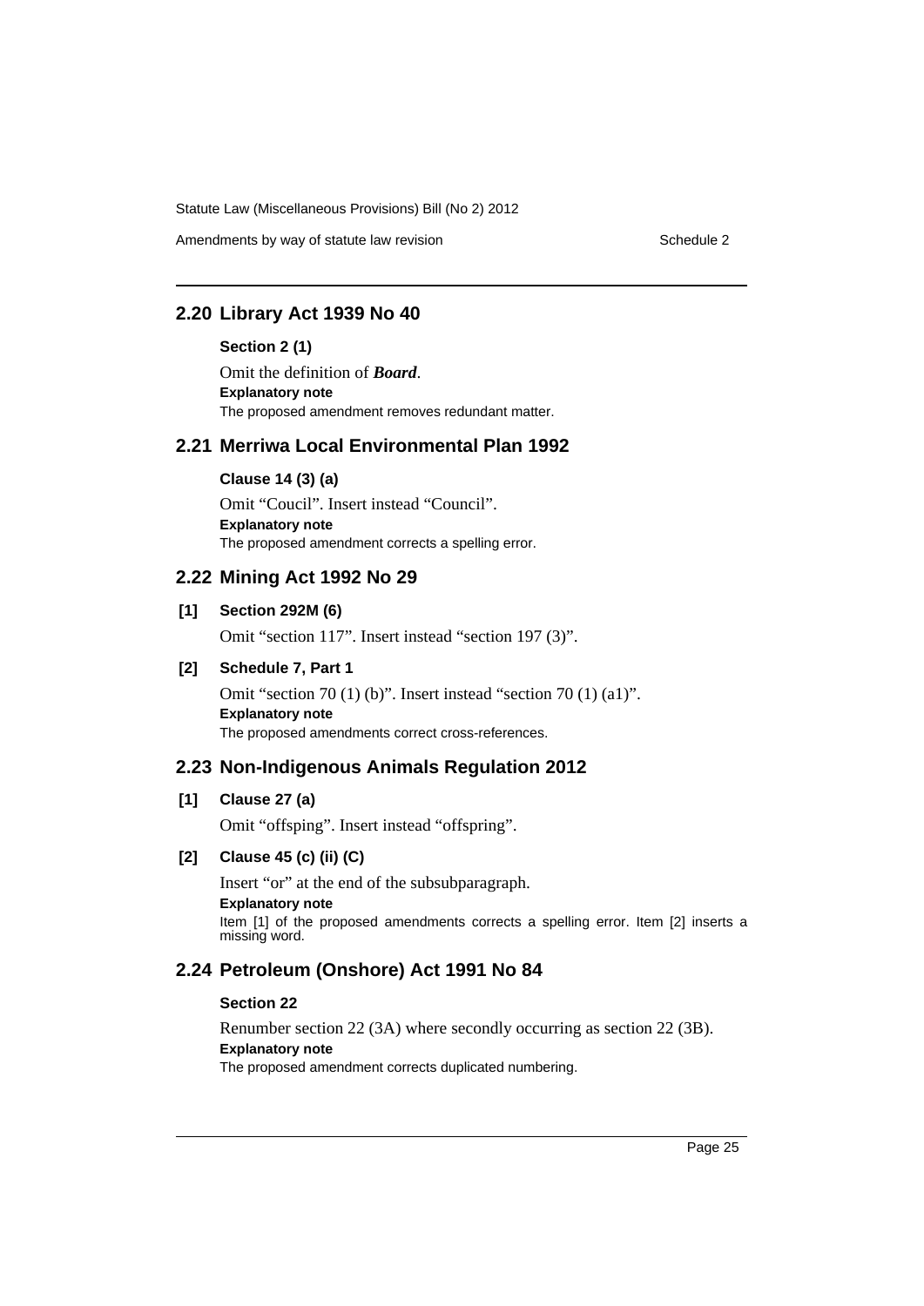## 2.20 Library Act 1939 No 40

### Section 2 (1)

Omit the definition of ***Board***.

**Explanatory note**

The proposed amendment removes redundant matter.

## 2.21 Merriwa Local Environmental Plan 1992

### Clause 14 (3) (a)

Omit "Coucil". Insert instead "Council".

**Explanatory note**

The proposed amendment corrects a spelling error.

## 2.22 Mining Act 1992 No 29

### [1] Section 292M (6)

Omit "section 117". Insert instead "section 197 (3)".

### [2] Schedule 7, Part 1

Omit "section 70 (1) (b)". Insert instead "section 70 (1) (a1)".

**Explanatory note**

The proposed amendments correct cross-references.

## 2.23 Non-Indigenous Animals Regulation 2012

### [1] Clause 27 (a)

Omit "offsping". Insert instead "offspring".

### [2] Clause 45 (c) (ii) (C)

Insert "or" at the end of the subsubparagraph.

**Explanatory note**

Item [1] of the proposed amendments corrects a spelling error. Item [2] inserts a missing word.

## 2.24 Petroleum (Onshore) Act 1991 No 84

### Section 22

Renumber section 22 (3A) where secondly occurring as section 22 (3B).

**Explanatory note**

The proposed amendment corrects duplicated numbering.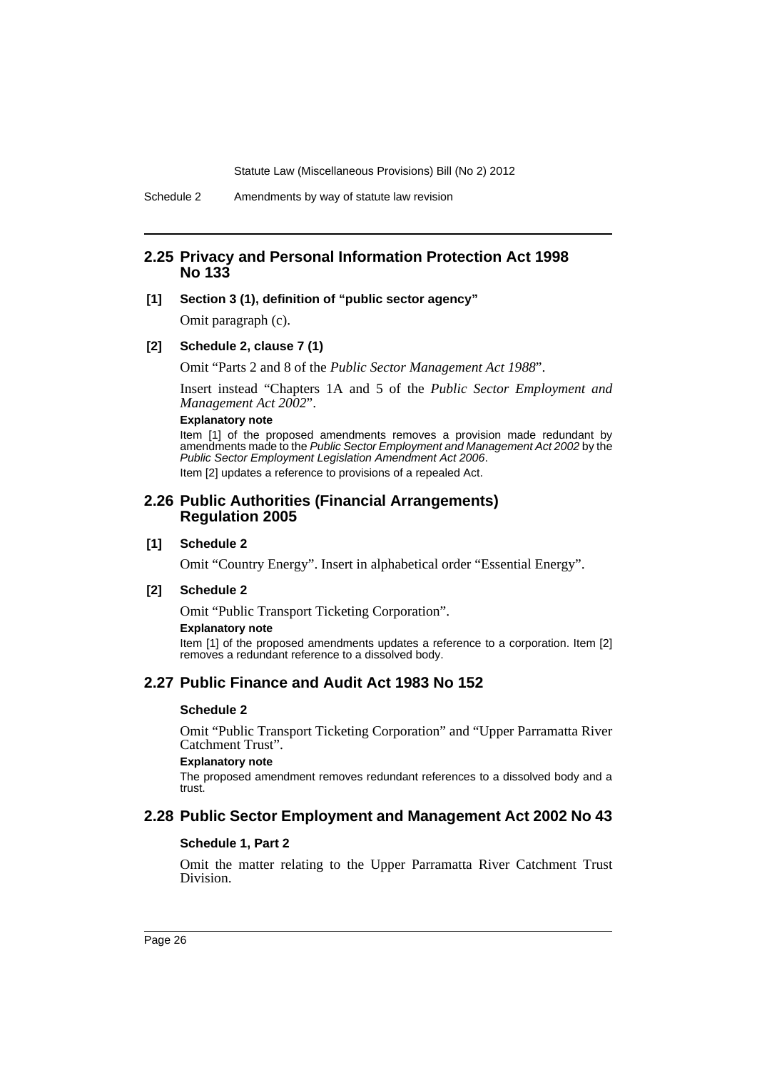## 2.25 Privacy and Personal Information Protection Act 1998 No 133

**[1] Section 3 (1), definition of "public sector agency"**

Omit paragraph (c).

**[2] Schedule 2, clause 7 (1)**

Omit "Parts 2 and 8 of the *Public Sector Management Act 1988*".

Insert instead "Chapters 1A and 5 of the *Public Sector Employment and Management Act 2002*".

**Explanatory note**

Item [1] of the proposed amendments removes a provision made redundant by amendments made to the *Public Sector Employment and Management Act 2002* by the *Public Sector Employment Legislation Amendment Act 2006*.

Item [2] updates a reference to provisions of a repealed Act.

## 2.26 Public Authorities (Financial Arrangements) Regulation 2005

**[1] Schedule 2**

Omit "Country Energy". Insert in alphabetical order "Essential Energy".

**[2] Schedule 2**

Omit "Public Transport Ticketing Corporation".

**Explanatory note**

Item [1] of the proposed amendments updates a reference to a corporation. Item [2] removes a redundant reference to a dissolved body.

## 2.27 Public Finance and Audit Act 1983 No 152

**Schedule 2**

Omit "Public Transport Ticketing Corporation" and "Upper Parramatta River Catchment Trust".

**Explanatory note**

The proposed amendment removes redundant references to a dissolved body and a trust.

## 2.28 Public Sector Employment and Management Act 2002 No 43

**Schedule 1, Part 2**

Omit the matter relating to the Upper Parramatta River Catchment Trust Division.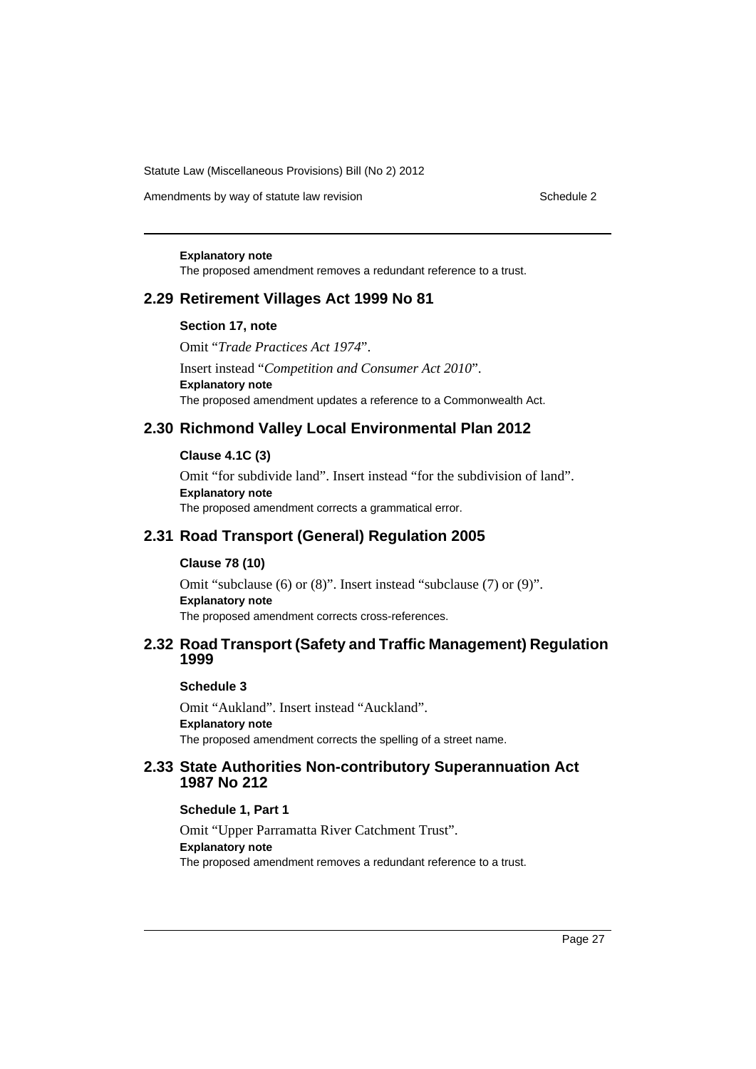**Explanatory note**

The proposed amendment removes a redundant reference to a trust.

## 2.29 Retirement Villages Act 1999 No 81

### Section 17, note

Omit "*Trade Practices Act 1974*".

Insert instead "*Competition and Consumer Act 2010*".

**Explanatory note**

The proposed amendment updates a reference to a Commonwealth Act.

## 2.30 Richmond Valley Local Environmental Plan 2012

### Clause 4.1C (3)

Omit "for subdivide land". Insert instead "for the subdivision of land".

**Explanatory note**

The proposed amendment corrects a grammatical error.

## 2.31 Road Transport (General) Regulation 2005

### Clause 78 (10)

Omit "subclause (6) or (8)". Insert instead "subclause (7) or (9)".

**Explanatory note**

The proposed amendment corrects cross-references.

## 2.32 Road Transport (Safety and Traffic Management) Regulation 1999

### Schedule 3

Omit "Aukland". Insert instead "Auckland".

**Explanatory note**

The proposed amendment corrects the spelling of a street name.

## 2.33 State Authorities Non-contributory Superannuation Act 1987 No 212

### Schedule 1, Part 1

Omit "Upper Parramatta River Catchment Trust".

**Explanatory note**

The proposed amendment removes a redundant reference to a trust.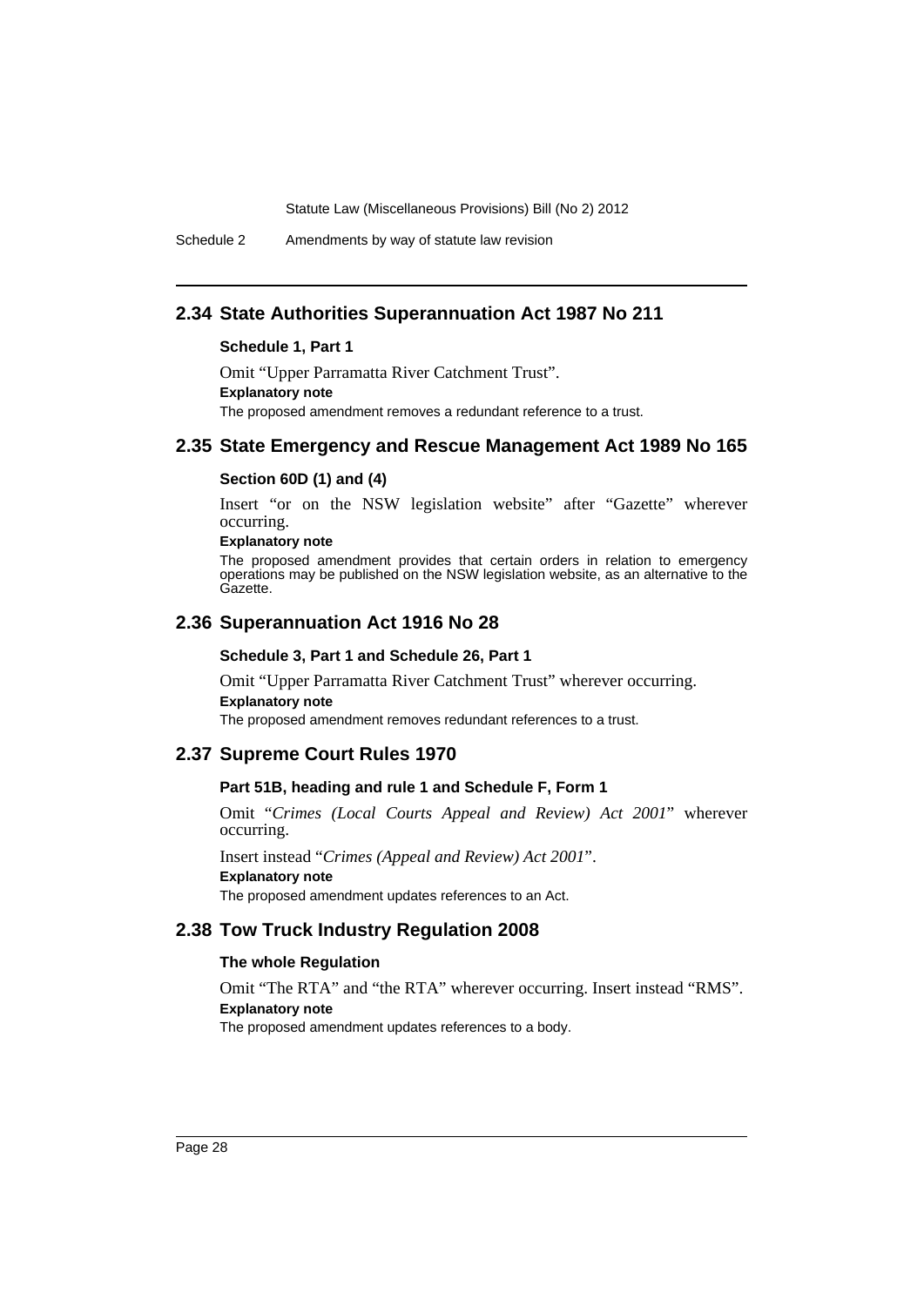## 2.34 State Authorities Superannuation Act 1987 No 211

**Schedule 1, Part 1**

Omit "Upper Parramatta River Catchment Trust".

**Explanatory note**

The proposed amendment removes a redundant reference to a trust.

## 2.35 State Emergency and Rescue Management Act 1989 No 165

**Section 60D (1) and (4)**

Insert "or on the NSW legislation website" after "Gazette" wherever occurring.

**Explanatory note**

The proposed amendment provides that certain orders in relation to emergency operations may be published on the NSW legislation website, as an alternative to the Gazette.

## 2.36 Superannuation Act 1916 No 28

**Schedule 3, Part 1 and Schedule 26, Part 1**

Omit "Upper Parramatta River Catchment Trust" wherever occurring.

**Explanatory note**

The proposed amendment removes redundant references to a trust.

## 2.37 Supreme Court Rules 1970

**Part 51B, heading and rule 1 and Schedule F, Form 1**

Omit "*Crimes (Local Courts Appeal and Review) Act 2001*" wherever occurring.

Insert instead "*Crimes (Appeal and Review) Act 2001*".

**Explanatory note**

The proposed amendment updates references to an Act.

## 2.38 Tow Truck Industry Regulation 2008

**The whole Regulation**

Omit "The RTA" and "the RTA" wherever occurring. Insert instead "RMS".

**Explanatory note**

The proposed amendment updates references to a body.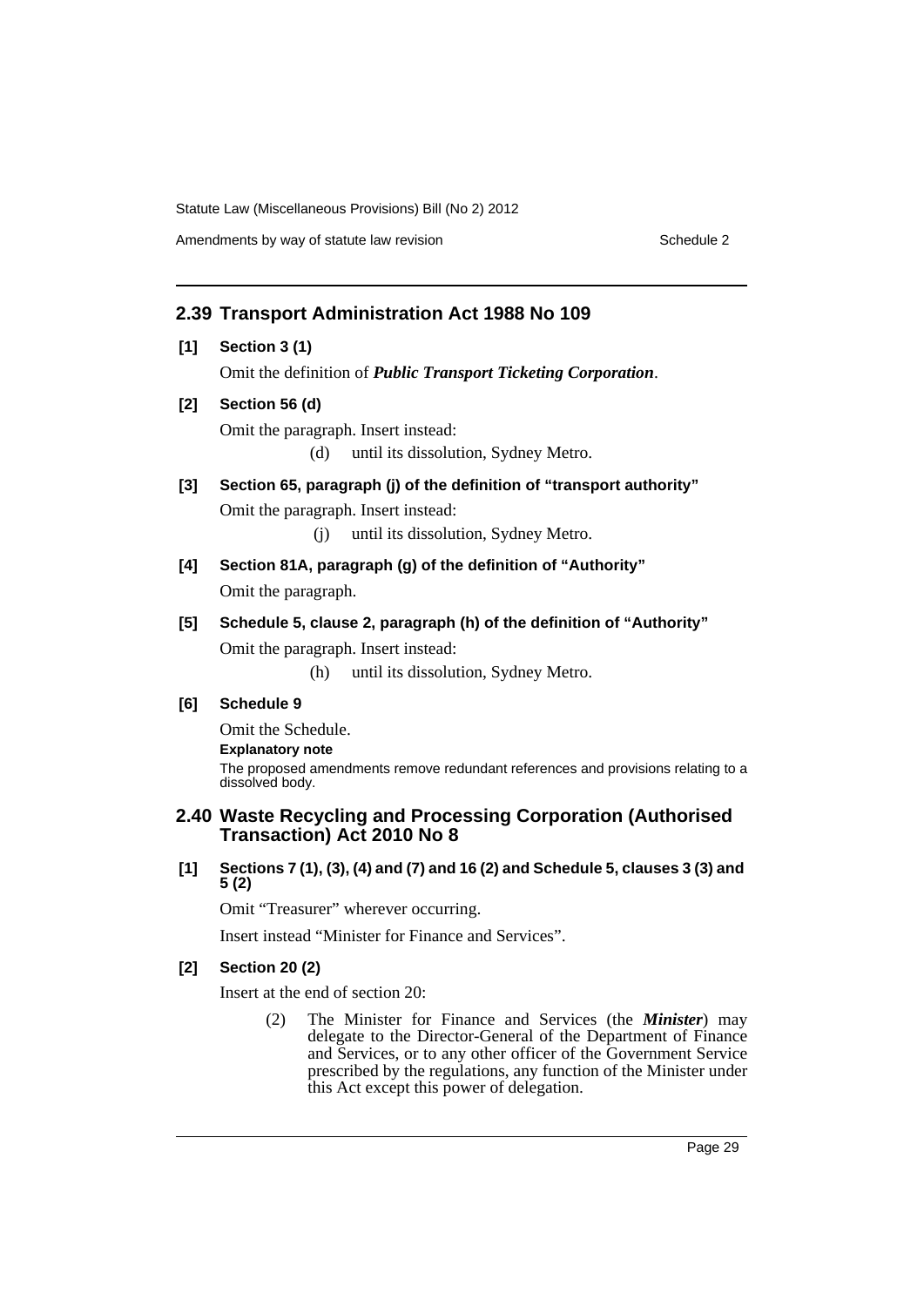## 2.39 Transport Administration Act 1988 No 109

**[1] Section 3 (1)**

Omit the definition of ***Public Transport Ticketing Corporation***.

**[2] Section 56 (d)**

Omit the paragraph. Insert instead:

(d) until its dissolution, Sydney Metro.

**[3] Section 65, paragraph (j) of the definition of "transport authority"**

Omit the paragraph. Insert instead:

(j) until its dissolution, Sydney Metro.

**[4] Section 81A, paragraph (g) of the definition of "Authority"**

Omit the paragraph.

**[5] Schedule 5, clause 2, paragraph (h) of the definition of "Authority"**

Omit the paragraph. Insert instead:

(h) until its dissolution, Sydney Metro.

**[6] Schedule 9**

Omit the Schedule.

**Explanatory note**

The proposed amendments remove redundant references and provisions relating to a dissolved body.

## 2.40 Waste Recycling and Processing Corporation (Authorised Transaction) Act 2010 No 8

**[1] Sections 7 (1), (3), (4) and (7) and 16 (2) and Schedule 5, clauses 3 (3) and 5 (2)**

Omit "Treasurer" wherever occurring.

Insert instead "Minister for Finance and Services".

**[2] Section 20 (2)**

Insert at the end of section 20:

(2) The Minister for Finance and Services (the ***Minister***) may delegate to the Director-General of the Department of Finance and Services, or to any other officer of the Government Service prescribed by the regulations, any function of the Minister under this Act except this power of delegation.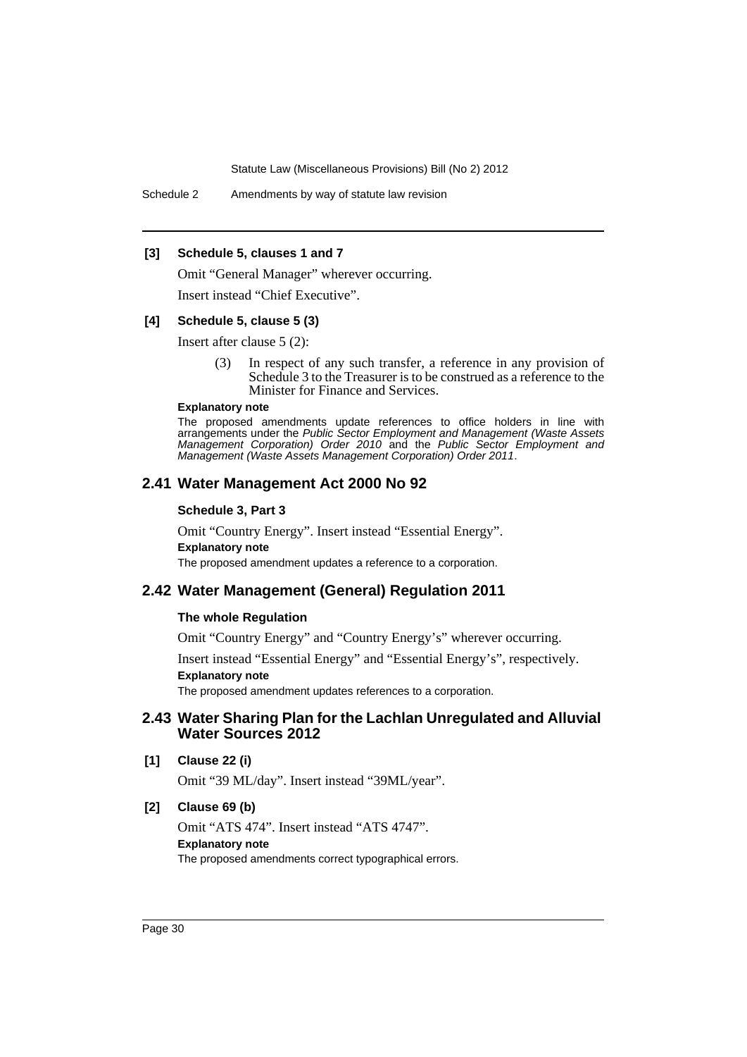**[3] Schedule 5, clauses 1 and 7**

Omit "General Manager" wherever occurring.

Insert instead "Chief Executive".

**[4] Schedule 5, clause 5 (3)**

Insert after clause 5 (2):

> (3) In respect of any such transfer, a reference in any provision of Schedule 3 to the Treasurer is to be construed as a reference to the Minister for Finance and Services.

**Explanatory note**

The proposed amendments update references to office holders in line with arrangements under the *Public Sector Employment and Management (Waste Assets Management Corporation) Order 2010* and the *Public Sector Employment and Management (Waste Assets Management Corporation) Order 2011*.

## 2.41 Water Management Act 2000 No 92

**Schedule 3, Part 3**

Omit "Country Energy". Insert instead "Essential Energy".

**Explanatory note**

The proposed amendment updates a reference to a corporation.

## 2.42 Water Management (General) Regulation 2011

**The whole Regulation**

Omit "Country Energy" and "Country Energy's" wherever occurring.

Insert instead "Essential Energy" and "Essential Energy's", respectively.

**Explanatory note**

The proposed amendment updates references to a corporation.

## 2.43 Water Sharing Plan for the Lachlan Unregulated and Alluvial Water Sources 2012

**[1] Clause 22 (i)**

Omit "39 ML/day". Insert instead "39ML/year".

**[2] Clause 69 (b)**

Omit "ATS 474". Insert instead "ATS 4747".

**Explanatory note**

The proposed amendments correct typographical errors.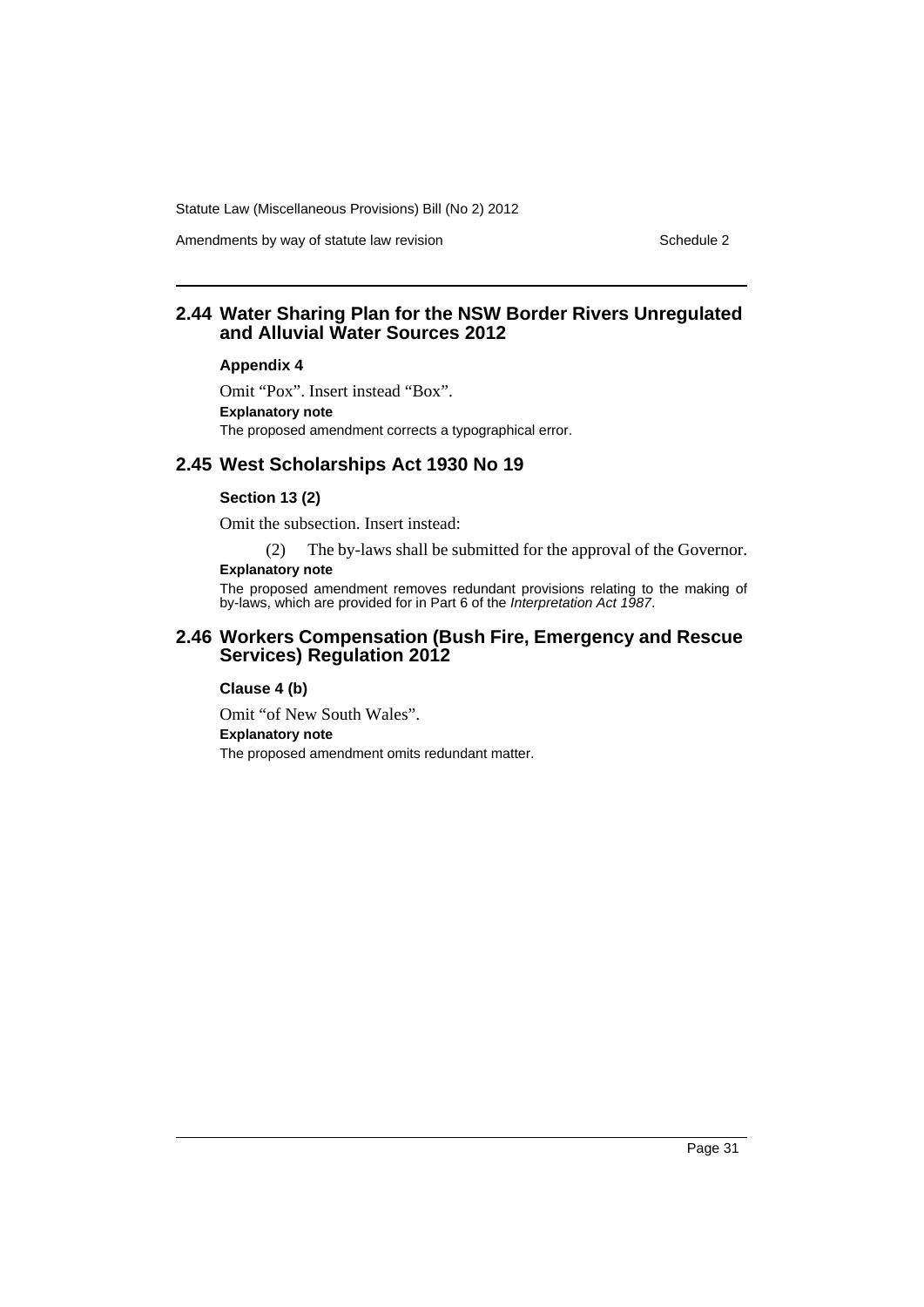## 2.44 Water Sharing Plan for the NSW Border Rivers Unregulated and Alluvial Water Sources 2012

**Appendix 4**

Omit "Pox". Insert instead "Box".

**Explanatory note**

The proposed amendment corrects a typographical error.

## 2.45 West Scholarships Act 1930 No 19

**Section 13 (2)**

Omit the subsection. Insert instead:

(2) The by-laws shall be submitted for the approval of the Governor.

**Explanatory note**

The proposed amendment removes redundant provisions relating to the making of by-laws, which are provided for in Part 6 of the *Interpretation Act 1987*.

## 2.46 Workers Compensation (Bush Fire, Emergency and Rescue Services) Regulation 2012

**Clause 4 (b)**

Omit "of New South Wales".

**Explanatory note**

The proposed amendment omits redundant matter.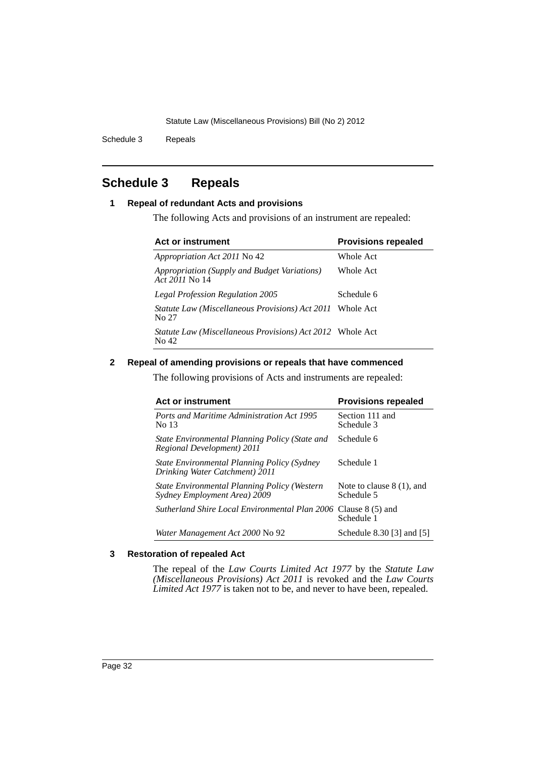# Schedule 3 Repeals

### 1 Repeal of redundant Acts and provisions

The following Acts and provisions of an instrument are repealed:

| Act or instrument | Provisions repealed |
|---|---|
| *Appropriation Act 2011* No 42 | Whole Act |
| *Appropriation (Supply and Budget Variations) Act 2011* No 14 | Whole Act |
| *Legal Profession Regulation 2005* | Schedule 6 |
| *Statute Law (Miscellaneous Provisions) Act 2011* No 27 | Whole Act |
| *Statute Law (Miscellaneous Provisions) Act 2012* No 42 | Whole Act |

### 2 Repeal of amending provisions or repeals that have commenced

The following provisions of Acts and instruments are repealed:

| Act or instrument | Provisions repealed |
|---|---|
| *Ports and Maritime Administration Act 1995* No 13 | Section 111 and Schedule 3 |
| *State Environmental Planning Policy (State and Regional Development) 2011* | Schedule 6 |
| *State Environmental Planning Policy (Sydney Drinking Water Catchment) 2011* | Schedule 1 |
| *State Environmental Planning Policy (Western Sydney Employment Area) 2009* | Note to clause 8 (1), and Schedule 5 |
| *Sutherland Shire Local Environmental Plan 2006* | Clause 8 (5) and Schedule 1 |
| *Water Management Act 2000* No 92 | Schedule 8.30 [3] and [5] |

### 3 Restoration of repealed Act

The repeal of the *Law Courts Limited Act 1977* by the *Statute Law (Miscellaneous Provisions) Act 2011* is revoked and the *Law Courts Limited Act 1977* is taken not to be, and never to have been, repealed.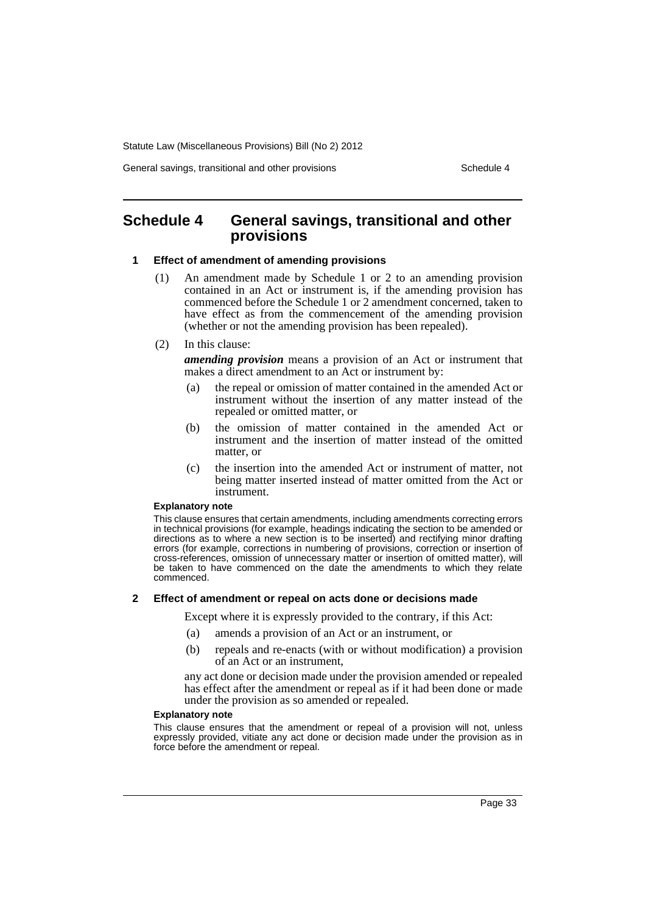# Schedule 4 General savings, transitional and other provisions

## 1 Effect of amendment of amending provisions

(1) An amendment made by Schedule 1 or 2 to an amending provision contained in an Act or instrument is, if the amending provision has commenced before the Schedule 1 or 2 amendment concerned, taken to have effect as from the commencement of the amending provision (whether or not the amending provision has been repealed).

(2) In this clause:

***amending provision*** means a provision of an Act or instrument that makes a direct amendment to an Act or instrument by:

(a) the repeal or omission of matter contained in the amended Act or instrument without the insertion of any matter instead of the repealed or omitted matter, or

(b) the omission of matter contained in the amended Act or instrument and the insertion of matter instead of the omitted matter, or

(c) the insertion into the amended Act or instrument of matter, not being matter inserted instead of matter omitted from the Act or instrument.

**Explanatory note**

This clause ensures that certain amendments, including amendments correcting errors in technical provisions (for example, headings indicating the section to be amended or directions as to where a new section is to be inserted) and rectifying minor drafting errors (for example, corrections in numbering of provisions, correction or insertion of cross-references, omission of unnecessary matter or insertion of omitted matter), will be taken to have commenced on the date the amendments to which they relate commenced.

## 2 Effect of amendment or repeal on acts done or decisions made

Except where it is expressly provided to the contrary, if this Act:

(a) amends a provision of an Act or an instrument, or

(b) repeals and re-enacts (with or without modification) a provision of an Act or an instrument,

any act done or decision made under the provision amended or repealed has effect after the amendment or repeal as if it had been done or made under the provision as so amended or repealed.

**Explanatory note**

This clause ensures that the amendment or repeal of a provision will not, unless expressly provided, vitiate any act done or decision made under the provision as in force before the amendment or repeal.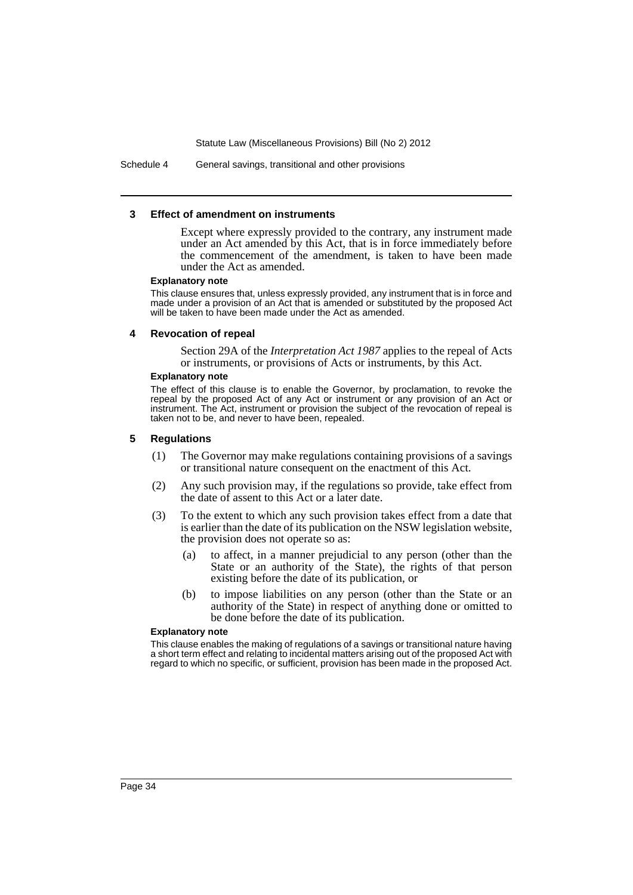#### 3 Effect of amendment on instruments

Except where expressly provided to the contrary, any instrument made under an Act amended by this Act, that is in force immediately before the commencement of the amendment, is taken to have been made under the Act as amended.

**Explanatory note**

This clause ensures that, unless expressly provided, any instrument that is in force and made under a provision of an Act that is amended or substituted by the proposed Act will be taken to have been made under the Act as amended.

#### 4 Revocation of repeal

Section 29A of the *Interpretation Act 1987* applies to the repeal of Acts or instruments, or provisions of Acts or instruments, by this Act.

**Explanatory note**

The effect of this clause is to enable the Governor, by proclamation, to revoke the repeal by the proposed Act of any Act or instrument or any provision of an Act or instrument. The Act, instrument or provision the subject of the revocation of repeal is taken not to be, and never to have been, repealed.

#### 5 Regulations

(1) The Governor may make regulations containing provisions of a savings or transitional nature consequent on the enactment of this Act.

(2) Any such provision may, if the regulations so provide, take effect from the date of assent to this Act or a later date.

(3) To the extent to which any such provision takes effect from a date that is earlier than the date of its publication on the NSW legislation website, the provision does not operate so as:

(a) to affect, in a manner prejudicial to any person (other than the State or an authority of the State), the rights of that person existing before the date of its publication, or

(b) to impose liabilities on any person (other than the State or an authority of the State) in respect of anything done or omitted to be done before the date of its publication.

**Explanatory note**

This clause enables the making of regulations of a savings or transitional nature having a short term effect and relating to incidental matters arising out of the proposed Act with regard to which no specific, or sufficient, provision has been made in the proposed Act.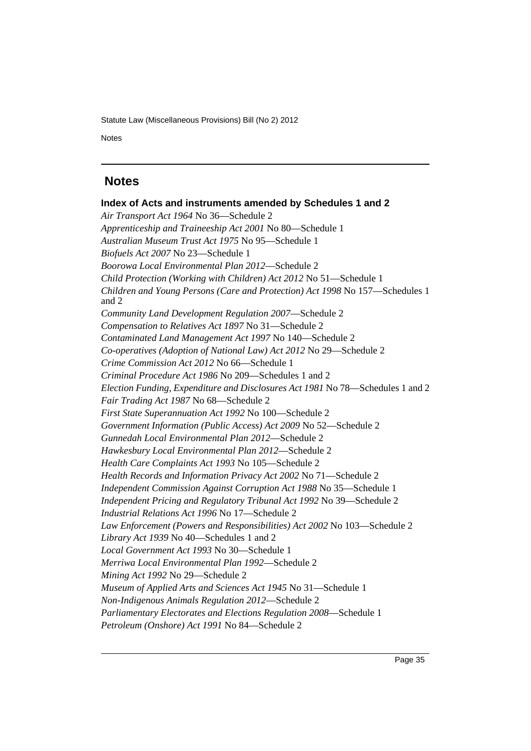## Notes

**Index of Acts and instruments amended by Schedules 1 and 2**

*Air Transport Act 1964* No 36—Schedule 2
*Apprenticeship and Traineeship Act 2001* No 80—Schedule 1
*Australian Museum Trust Act 1975* No 95—Schedule 1
*Biofuels Act 2007* No 23—Schedule 1
*Boorowa Local Environmental Plan 2012*—Schedule 2
*Child Protection (Working with Children) Act 2012* No 51—Schedule 1
*Children and Young Persons (Care and Protection) Act 1998* No 157—Schedules 1 and 2
*Community Land Development Regulation 2007*—Schedule 2
*Compensation to Relatives Act 1897* No 31—Schedule 2
*Contaminated Land Management Act 1997* No 140—Schedule 2
*Co-operatives (Adoption of National Law) Act 2012* No 29—Schedule 2
*Crime Commission Act 2012* No 66—Schedule 1
*Criminal Procedure Act 1986* No 209—Schedules 1 and 2
*Election Funding, Expenditure and Disclosures Act 1981* No 78—Schedules 1 and 2
*Fair Trading Act 1987* No 68—Schedule 2
*First State Superannuation Act 1992* No 100—Schedule 2
*Government Information (Public Access) Act 2009* No 52—Schedule 2
*Gunnedah Local Environmental Plan 2012*—Schedule 2
*Hawkesbury Local Environmental Plan 2012*—Schedule 2
*Health Care Complaints Act 1993* No 105—Schedule 2
*Health Records and Information Privacy Act 2002* No 71—Schedule 2
*Independent Commission Against Corruption Act 1988* No 35—Schedule 1
*Independent Pricing and Regulatory Tribunal Act 1992* No 39—Schedule 2
*Industrial Relations Act 1996* No 17—Schedule 2
*Law Enforcement (Powers and Responsibilities) Act 2002* No 103—Schedule 2
*Library Act 1939* No 40—Schedules 1 and 2
*Local Government Act 1993* No 30—Schedule 1
*Merriwa Local Environmental Plan 1992*—Schedule 2
*Mining Act 1992* No 29—Schedule 2
*Museum of Applied Arts and Sciences Act 1945* No 31—Schedule 1
*Non-Indigenous Animals Regulation 2012*—Schedule 2
*Parliamentary Electorates and Elections Regulation 2008*—Schedule 1
*Petroleum (Onshore) Act 1991* No 84—Schedule 2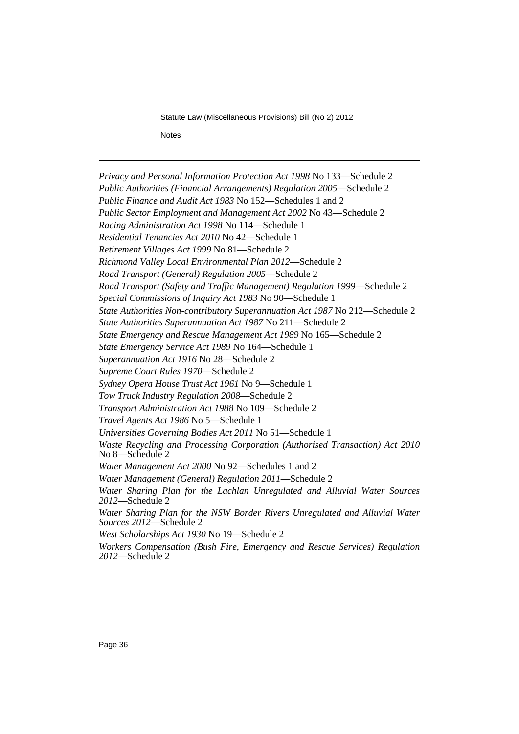*Privacy and Personal Information Protection Act 1998* No 133—Schedule 2

*Public Authorities (Financial Arrangements) Regulation 2005*—Schedule 2

*Public Finance and Audit Act 1983* No 152—Schedules 1 and 2

*Public Sector Employment and Management Act 2002* No 43—Schedule 2

*Racing Administration Act 1998* No 114—Schedule 1

*Residential Tenancies Act 2010* No 42—Schedule 1

*Retirement Villages Act 1999* No 81—Schedule 2

*Richmond Valley Local Environmental Plan 2012*—Schedule 2

*Road Transport (General) Regulation 2005*—Schedule 2

*Road Transport (Safety and Traffic Management) Regulation 1999*—Schedule 2

*Special Commissions of Inquiry Act 1983* No 90—Schedule 1

*State Authorities Non-contributory Superannuation Act 1987* No 212—Schedule 2

*State Authorities Superannuation Act 1987* No 211—Schedule 2

*State Emergency and Rescue Management Act 1989* No 165—Schedule 2

*State Emergency Service Act 1989* No 164—Schedule 1

*Superannuation Act 1916* No 28—Schedule 2

*Supreme Court Rules 1970*—Schedule 2

*Sydney Opera House Trust Act 1961* No 9—Schedule 1

*Tow Truck Industry Regulation 2008*—Schedule 2

*Transport Administration Act 1988* No 109—Schedule 2

*Travel Agents Act 1986* No 5—Schedule 1

*Universities Governing Bodies Act 2011* No 51—Schedule 1

*Waste Recycling and Processing Corporation (Authorised Transaction) Act 2010* No 8—Schedule 2

*Water Management Act 2000* No 92—Schedules 1 and 2

*Water Management (General) Regulation 2011*—Schedule 2

*Water Sharing Plan for the Lachlan Unregulated and Alluvial Water Sources 2012*—Schedule 2

*Water Sharing Plan for the NSW Border Rivers Unregulated and Alluvial Water Sources 2012*—Schedule 2

*West Scholarships Act 1930* No 19—Schedule 2

*Workers Compensation (Bush Fire, Emergency and Rescue Services) Regulation 2012*—Schedule 2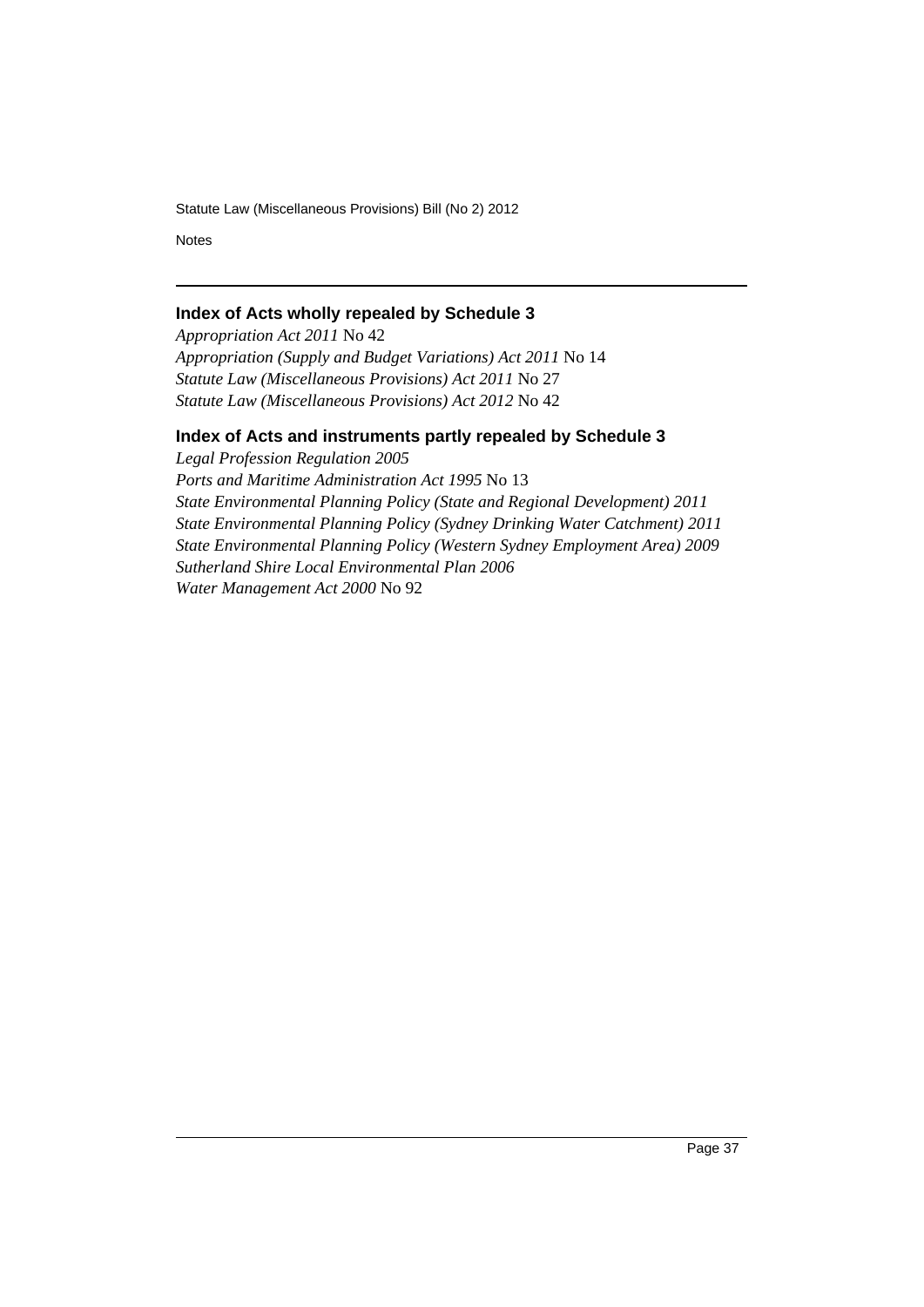## Index of Acts wholly repealed by Schedule 3

*Appropriation Act 2011* No 42
*Appropriation (Supply and Budget Variations) Act 2011* No 14
*Statute Law (Miscellaneous Provisions) Act 2011* No 27
*Statute Law (Miscellaneous Provisions) Act 2012* No 42

## Index of Acts and instruments partly repealed by Schedule 3

*Legal Profession Regulation 2005*
*Ports and Maritime Administration Act 1995* No 13
*State Environmental Planning Policy (State and Regional Development) 2011*
*State Environmental Planning Policy (Sydney Drinking Water Catchment) 2011*
*State Environmental Planning Policy (Western Sydney Employment Area) 2009*
*Sutherland Shire Local Environmental Plan 2006*
*Water Management Act 2000* No 92